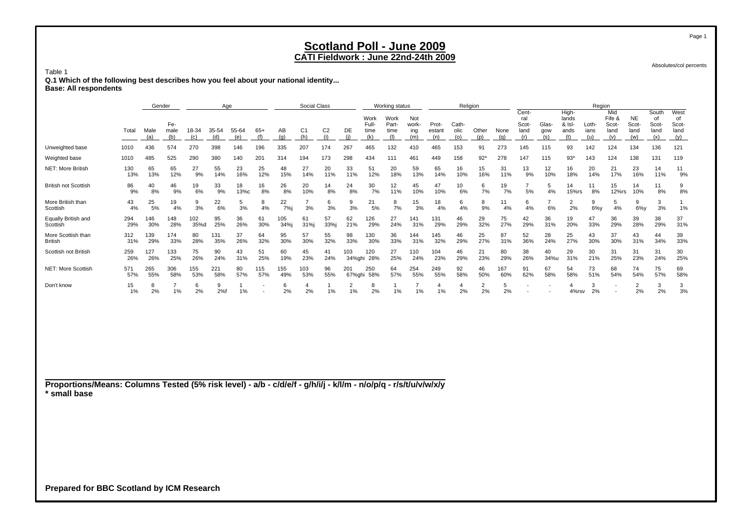# Scotland Poll - June 2009
## CATI Fieldwork : June 22nd-24th 2009

Absolutes/col percents

Table 1
**Q.1 Which of the following best describes how you feel about your national identity...**
**Base: All respondents**

| | | Gender | | Age | | | | Social Class | | | | Working status | | | Religion | | | | Region | | | | | | | |
|---|---|---|---|---|---|---|---|---|---|---|---|---|---|---|---|---|---|---|---|---|---|---|---|---|---|---|
| | Total | Male (a) | Female (b) | 18-34 (c) | 35-54 (d) | 55-64 (e) | 65+ (f) | AB (g) | C1 (h) | C2 (i) | DE (j) | Work Full-time (k) | Work Part-time (l) | Not working (m) | Protestant (n) | Catholic (o) | Other (p) | None (q) | Central Scotland (r) | Glasgow (s) | Highlands & Islands (t) | Lothians (u) | Mid Fife & Scotland (v) | NE Scotland (w) | South of Scotland (x) | West of Scotland (y) |
| Unweighted base | 1010 | 436 | 574 | 270 | 398 | 146 | 196 | 335 | 207 | 174 | 267 | 465 | 132 | 410 | 465 | 153 | 91 | 273 | 145 | 115 | 93 | 142 | 124 | 134 | 136 | 121 |
| Weighted base | 1010 | 485 | 525 | 290 | 380 | 140 | 201 | 314 | 194 | 173 | 298 | 434 | 111 | 461 | 449 | 158 | 92* | 278 | 147 | 115 | 93* | 143 | 124 | 138 | 131 | 119 |
| NET: More British | 130<br>13% | 65<br>13% | 65<br>12% | 27<br>9% | 55<br>14% | 23<br>16% | 25<br>12% | 48<br>15% | 27<br>14% | 20<br>11% | 33<br>11% | 51<br>12% | 20<br>18% | 59<br>13% | 65<br>14% | 16<br>10% | 15<br>16% | 31<br>11% | 13<br>9% | 12<br>10% | 16<br>18% | 20<br>14% | 21<br>17% | 23<br>16% | 14<br>11% | 11<br>9% |
| British not Scottish | 86<br>9% | 40<br>8% | 46<br>9% | 19<br>6% | 33<br>9% | 18<br>13%c | 16<br>8% | 26<br>8% | 20<br>10% | 14<br>8% | 24<br>8% | 30<br>7% | 12<br>11% | 45<br>10% | 47<br>10% | 10<br>6% | 6<br>7% | 19<br>7% | 7<br>5% | 5<br>4% | 14<br>15%rs | 11<br>8% | 15<br>12%rs | 14<br>10% | 11<br>8% | 9<br>8% |
| More British than Scottish | 43<br>4% | 25<br>5% | 19<br>4% | 9<br>3% | 22<br>6% | 5<br>3% | 8<br>4% | 22<br>7%j | 7<br>3% | 6<br>3% | 9<br>3% | 21<br>5% | 8<br>7% | 15<br>3% | 18<br>4% | 6<br>4% | 8<br>9% | 11<br>4% | 6<br>4% | 7<br>6% | 2<br>2% | 9<br>6%y | 5<br>4% | 9<br>6%y | 3<br>3% | 1<br>1% |
| Equally British and Scottish | 294<br>29% | 146<br>30% | 148<br>28% | 102<br>35%d | 95<br>25% | 36<br>26% | 61<br>30% | 105<br>34%j | 61<br>31%j | 57<br>33%j | 62<br>21% | 126<br>29% | 27<br>24% | 141<br>31% | 131<br>29% | 46<br>29% | 29<br>32% | 75<br>27% | 42<br>29% | 36<br>31% | 19<br>20% | 47<br>33% | 36<br>29% | 39<br>28% | 38<br>29% | 37<br>31% |
| More Scottish than British | 312<br>31% | 139<br>29% | 174<br>33% | 80<br>28% | 131<br>35% | 37<br>26% | 64<br>32% | 95<br>30% | 57<br>30% | 55<br>32% | 98<br>33% | 130<br>30% | 36<br>33% | 144<br>31% | 145<br>32% | 46<br>29% | 25<br>27% | 87<br>31% | 52<br>36% | 28<br>24% | 25<br>27% | 43<br>30% | 37<br>30% | 43<br>31% | 44<br>34% | 39<br>33% |
| Scottish not British | 259<br>26% | 127<br>26% | 133<br>25% | 75<br>26% | 90<br>24% | 43<br>31% | 51<br>25% | 60<br>19% | 45<br>23% | 41<br>24% | 103<br>34%ghi | 120<br>28% | 27<br>25% | 110<br>24% | 104<br>23% | 46<br>29% | 21<br>23% | 80<br>29% | 38<br>26% | 40<br>34%u | 29<br>31% | 30<br>21% | 31<br>25% | 31<br>23% | 31<br>24% | 30<br>25% |
| NET: More Scottish | 571<br>57% | 265<br>55% | 306<br>58% | 155<br>53% | 221<br>58% | 80<br>57% | 115<br>57% | 155<br>49% | 103<br>53% | 96<br>55% | 201<br>67%ghi | 250<br>58% | 64<br>57% | 254<br>55% | 249<br>55% | 92<br>58% | 46<br>50% | 167<br>60% | 91<br>62% | 67<br>58% | 54<br>58% | 73<br>51% | 68<br>54% | 74<br>54% | 75<br>57% | 69<br>58% |
| Don't know | 15<br>1% | 8<br>2% | 7<br>1% | 6<br>2% | 9<br>2%f | 1<br>1% | -<br>- | 6<br>2% | 4<br>2% | 1<br>1% | 2<br>1% | 8<br>2% | 1<br>1% | 7<br>1% | 4<br>1% | 4<br>2% | 2<br>2% | 5<br>2% | -<br>- | -<br>- | 4<br>4%rsv | 3<br>2% | -<br>- | 2<br>2% | 3<br>2% | 3<br>3% |

**Proportions/Means: Columns Tested (5% risk level) - a/b - c/d/e/f - g/h/i/j - k/l/m - n/o/p/q - r/s/t/u/v/w/x/y**
**\* small base**

**Prepared for BBC Scotland by ICM Research**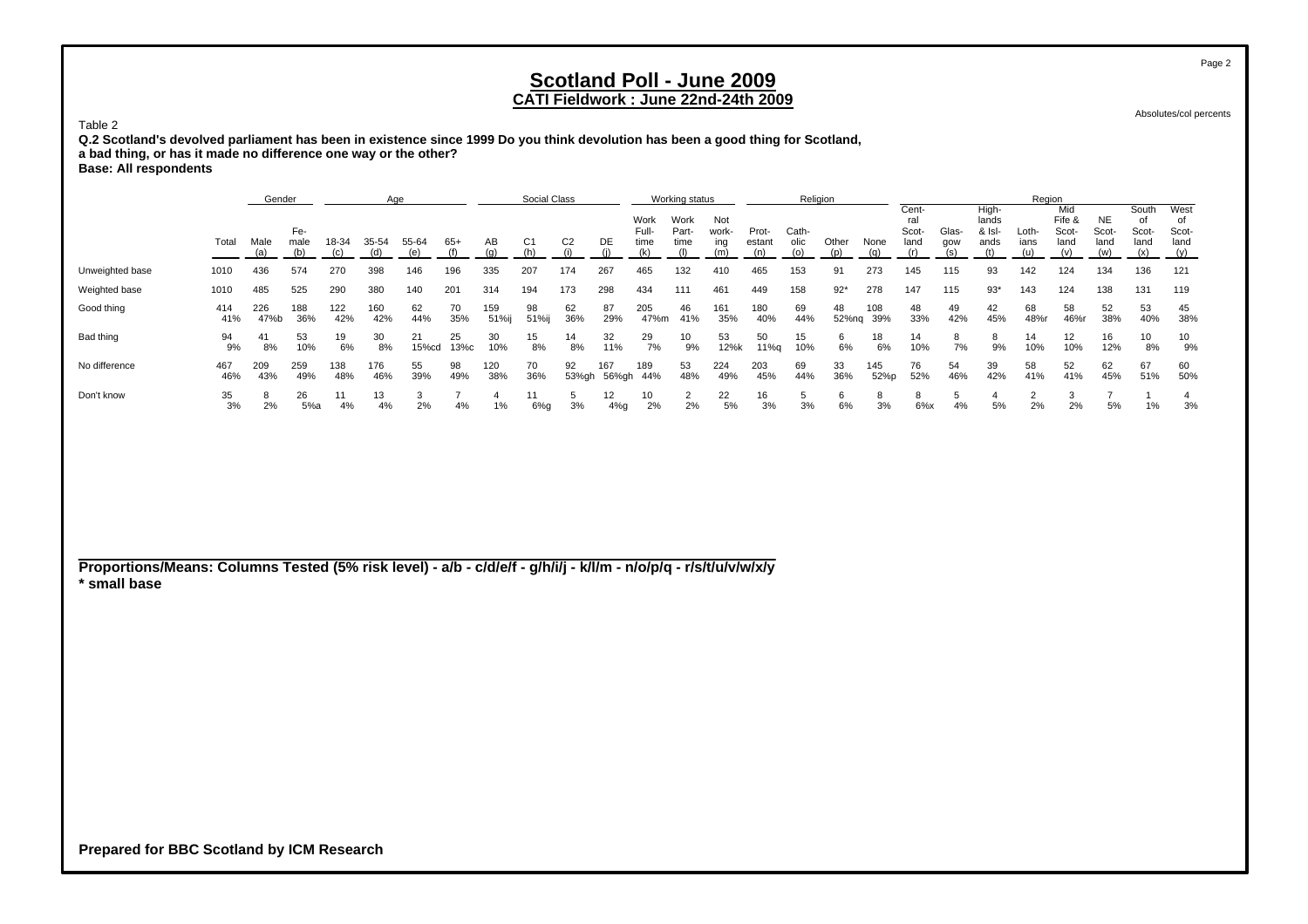# Scotland Poll - June 2009

## CATI Fieldwork : June 22nd-24th 2009

Absolutes/col percents

Table 2

**Q.2 Scotland's devolved parliament has been in existence since 1999 Do you think devolution has been a good thing for Scotland, a bad thing, or has it made no difference one way or the other?**
**Base: All respondents**

| | | Gender | | Age | | | | Social Class | | | | Working status | | | Religion | | | | Region | | | | | | | | |
|---|---|---|---|---|---|---|---|---|---|---|---|---|---|---|---|---|---|---|---|---|---|---|---|---|---|---|---|
| | Total | Male (a) | Female (b) | 18-34 (c) | 35-54 (d) | 55-64 (e) | 65+ (f) | AB (g) | C1 (h) | C2 (i) | DE (j) | Work Full-time (k) | Work Part-time (l) | Not working (m) | Protestant (n) | Catholic (o) | Other (p) | None (q) | Central Scotland (r) | Glasgow (s) | Highlands & Islands (t) | Lothians (u) | Mid Fife & Scotland (v) | NE Scotland (w) | South of Scotland (x) | West of Scotland (y) |
| Unweighted base | 1010 | 436 | 574 | 270 | 398 | 146 | 196 | 335 | 207 | 174 | 267 | 465 | 132 | 410 | 465 | 153 | 91 | 273 | 145 | 115 | 93 | 142 | 124 | 134 | 136 | 121 |
| Weighted base | 1010 | 485 | 525 | 290 | 380 | 140 | 201 | 314 | 194 | 173 | 298 | 434 | 111 | 461 | 449 | 158 | 92* | 278 | 147 | 115 | 93* | 143 | 124 | 138 | 131 | 119 |
| Good thing | 414<br>41% | 226<br>47%b | 188<br>36% | 122<br>42% | 160<br>42% | 62<br>44% | 70<br>35% | 159<br>51%ij | 98<br>51%ij | 62<br>36% | 87<br>29% | 205<br>47%m | 46<br>41% | 161<br>35% | 180<br>40% | 69<br>44% | 48<br>52%nq | 108<br>39% | 48<br>33% | 49<br>42% | 42<br>45% | 68<br>48%r | 58<br>46%r | 52<br>38% | 53<br>40% | 45<br>38% |
| Bad thing | 94<br>9% | 41<br>8% | 53<br>10% | 19<br>6% | 30<br>8% | 21<br>15%cd | 25<br>13%c | 30<br>10% | 15<br>8% | 14<br>8% | 32<br>11% | 29<br>7% | 10<br>9% | 53<br>12%k | 50<br>11%q | 15<br>10% | 6<br>6% | 18<br>6% | 14<br>10% | 8<br>7% | 8<br>9% | 14<br>10% | 12<br>10% | 16<br>12% | 10<br>8% | 10<br>9% |
| No difference | 467<br>46% | 209<br>43% | 259<br>49% | 138<br>48% | 176<br>46% | 55<br>39% | 98<br>49% | 120<br>38% | 70<br>36% | 92<br>53%gh | 167<br>56%gh | 189<br>44% | 53<br>48% | 224<br>49% | 203<br>45% | 69<br>44% | 33<br>36% | 145<br>52%p | 76<br>52% | 54<br>46% | 39<br>42% | 58<br>41% | 52<br>41% | 62<br>45% | 67<br>51% | 60<br>50% |
| Don't know | 35<br>3% | 8<br>2% | 26<br>5%a | 11<br>4% | 13<br>4% | 3<br>2% | 7<br>4% | 4<br>1% | 11<br>6%g | 5<br>3% | 12<br>4%g | 10<br>2% | 2<br>2% | 22<br>5% | 16<br>3% | 5<br>3% | 6<br>6% | 8<br>3% | 8<br>6%x | 5<br>4% | 4<br>5% | 2<br>2% | 3<br>2% | 7<br>5% | 1<br>1% | 4<br>3% |

**Proportions/Means: Columns Tested (5% risk level) - a/b - c/d/e/f - g/h/i/j - k/l/m - n/o/p/q - r/s/t/u/v/w/x/y**
**\* small base**

**Prepared for BBC Scotland by ICM Research**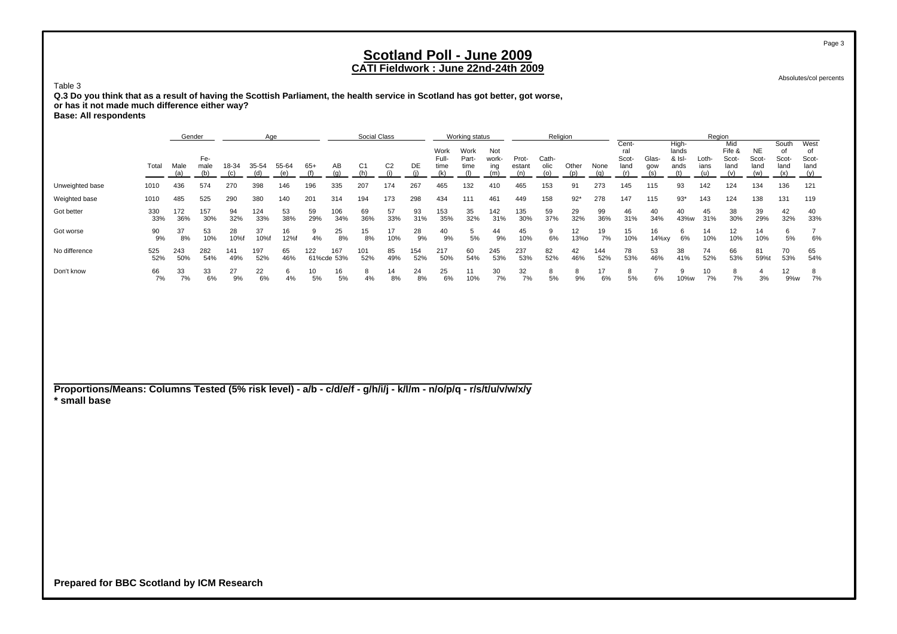# Scotland Poll - June 2009

## CATI Fieldwork : June 22nd-24th 2009

Absolutes/col percents

Table 3

**Q.3 Do you think that as a result of having the Scottish Parliament, the health service in Scotland has got better, got worse, or has it not made much difference either way?**

**Base: All respondents**

| | | Gender | | Age | | | | Social Class | | | | Working status | | | Religion | | | | Region | | | | | | | |
|---|---|---|---|---|---|---|---|---|---|---|---|---|---|---|---|---|---|---|---|---|---|---|---|---|---|---|
| | Total | Male (a) | Female (b) | 18-34 (c) | 35-54 (d) | 55-64 (e) | 65+ (f) | AB (g) | C1 (h) | C2 (i) | DE (j) | Work Full-time (k) | Work Part-time (l) | Not working (m) | Protestant (n) | Catholic (o) | Other (p) | None (q) | Central Scotland (r) | Glasgow (s) | Highlands & Islands (t) | Lothians (u) | Mid Fife & Scotland (v) | NE Scotland (w) | South of Scotland (x) | West of Scotland (y) |
| Unweighted base | 1010 | 436 | 574 | 270 | 398 | 146 | 196 | 335 | 207 | 174 | 267 | 465 | 132 | 410 | 465 | 153 | 91 | 273 | 145 | 115 | 93 | 142 | 124 | 134 | 136 | 121 |
| Weighted base | 1010 | 485 | 525 | 290 | 380 | 140 | 201 | 314 | 194 | 173 | 298 | 434 | 111 | 461 | 449 | 158 | 92* | 278 | 147 | 115 | 93* | 143 | 124 | 138 | 131 | 119 |
| Got better | 330 | 172 | 157 | 94 | 124 | 53 | 59 | 106 | 69 | 57 | 93 | 153 | 35 | 142 | 135 | 59 | 29 | 99 | 46 | 40 | 40 | 45 | 38 | 39 | 42 | 40 |
| | 33% | 36% | 30% | 32% | 33% | 38% | 29% | 34% | 36% | 33% | 31% | 35% | 32% | 31% | 30% | 37% | 32% | 36% | 31% | 34% | 43%w | 31% | 30% | 29% | 32% | 33% |
| Got worse | 90 | 37 | 53 | 28 | 37 | 16 | 9 | 25 | 15 | 17 | 28 | 40 | 5 | 44 | 45 | 9 | 12 | 19 | 15 | 16 | 6 | 14 | 12 | 14 | 6 | 7 |
| | 9% | 8% | 10% | 10%f | 10%f | 12%f | 4% | 8% | 8% | 10% | 9% | 9% | 5% | 9% | 10% | 6% | 13%o | 7% | 10% | 14%xy | 6% | 10% | 10% | 10% | 5% | 6% |
| No difference | 525 | 243 | 282 | 141 | 197 | 65 | 122 | 167 | 101 | 85 | 154 | 217 | 60 | 245 | 237 | 82 | 42 | 144 | 78 | 53 | 38 | 74 | 66 | 81 | 70 | 65 |
| | 52% | 50% | 54% | 49% | 52% | 46% | 61%cde | 53% | 52% | 49% | 52% | 50% | 54% | 53% | 53% | 52% | 46% | 52% | 53% | 46% | 41% | 52% | 53% | 59%t | 53% | 54% |
| Don't know | 66 | 33 | 33 | 27 | 22 | 6 | 10 | 16 | 8 | 14 | 24 | 25 | 11 | 30 | 32 | 8 | 8 | 17 | 8 | 7 | 9 | 10 | 8 | 4 | 12 | 8 |
| | 7% | 7% | 6% | 9% | 6% | 4% | 5% | 5% | 4% | 8% | 8% | 6% | 10% | 7% | 7% | 5% | 9% | 6% | 5% | 6% | 10%w | 7% | 7% | 3% | 9%w | 7% |

**Proportions/Means: Columns Tested (5% risk level) - a/b - c/d/e/f - g/h/i/j - k/l/m - n/o/p/q - r/s/t/u/v/w/x/y**
**\* small base**

**Prepared for BBC Scotland by ICM Research**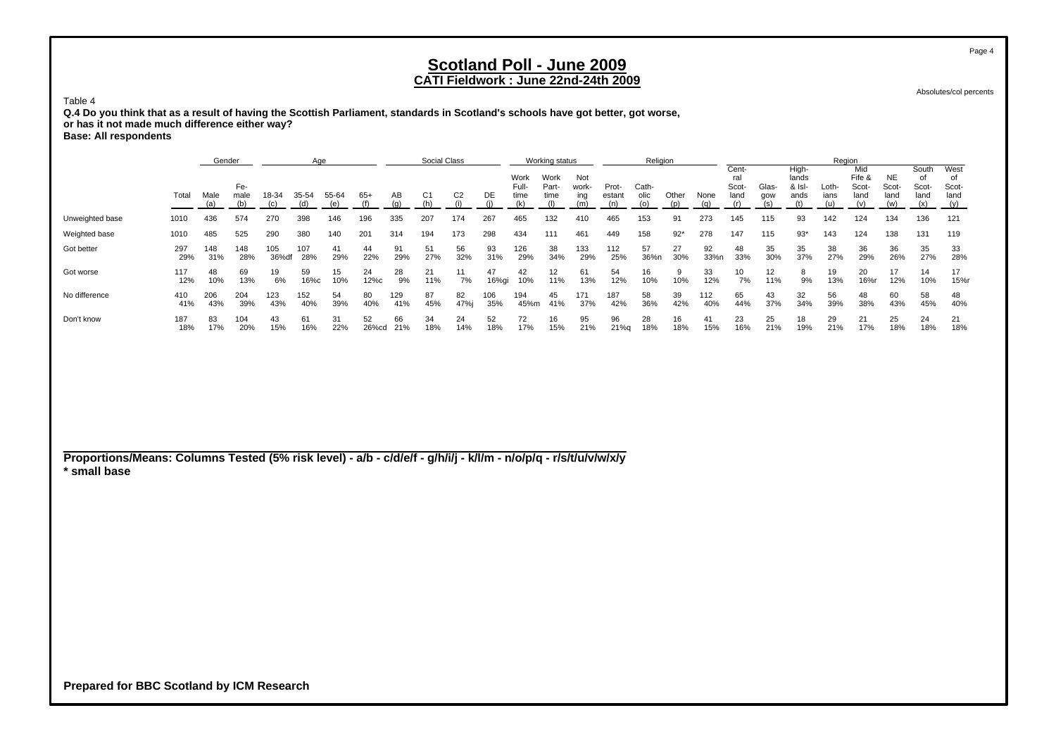# Scotland Poll - June 2009

## CATI Fieldwork : June 22nd-24th 2009

Absolutes/col percents

Table 4

**Q.4 Do you think that as a result of having the Scottish Parliament, standards in Scotland's schools have got better, got worse, or has it not made much difference either way?**

**Base: All respondents**

| | | Gender | | Age | | | | Social Class | | | | Working status | | | Religion | | | | Region | | | | | | | |
|---|---|---|---|---|---|---|---|---|---|---|---|---|---|---|---|---|---|---|---|---|---|---|---|---|---|---|
| | Total | Male (a) | Female (b) | 18-34 (c) | 35-54 (d) | 55-64 (e) | 65+ (f) | AB (g) | C1 (h) | C2 (i) | DE (j) | Work Full-time (k) | Work Part-time (l) | Not working (m) | Protestant (n) | Catholic (o) | Other (p) | None (q) | Central Scotland (r) | Glasgow (s) | Highlands & Islands (t) | Lothians (u) | Mid Fife & Scotland (v) | NE Scotland (w) | South of Scotland (x) | West of Scotland (y) |
| Unweighted base | 1010 | 436 | 574 | 270 | 398 | 146 | 196 | 335 | 207 | 174 | 267 | 465 | 132 | 410 | 465 | 153 | 91 | 273 | 145 | 115 | 93 | 142 | 124 | 134 | 136 | 121 |
| Weighted base | 1010 | 485 | 525 | 290 | 380 | 140 | 201 | 314 | 194 | 173 | 298 | 434 | 111 | 461 | 449 | 158 | 92* | 278 | 147 | 115 | 93* | 143 | 124 | 138 | 131 | 119 |
| Got better | 297 | 148 | 148 | 105 | 107 | 41 | 44 | 91 | 51 | 56 | 93 | 126 | 38 | 133 | 112 | 57 | 27 | 92 | 48 | 35 | 35 | 38 | 36 | 36 | 35 | 33 |
| | 29% | 31% | 28% | 36%df | 28% | 29% | 22% | 29% | 27% | 32% | 31% | 29% | 34% | 29% | 25% | 36%n | 30% | 33%n | 33% | 30% | 37% | 27% | 29% | 26% | 27% | 28% |
| Got worse | 117 | 48 | 69 | 19 | 59 | 15 | 24 | 28 | 21 | 11 | 47 | 42 | 12 | 61 | 54 | 16 | 9 | 33 | 10 | 12 | 8 | 19 | 20 | 17 | 14 | 17 |
| | 12% | 10% | 13% | 6% | 16%c | 10% | 12%c | 9% | 11% | 7% | 16%gi | 10% | 11% | 13% | 12% | 10% | 10% | 12% | 7% | 11% | 9% | 13% | 16%r | 12% | 10% | 15%r |
| No difference | 410 | 206 | 204 | 123 | 152 | 54 | 80 | 129 | 87 | 82 | 106 | 194 | 45 | 171 | 187 | 58 | 39 | 112 | 65 | 43 | 32 | 56 | 48 | 60 | 58 | 48 |
| | 41% | 43% | 39% | 43% | 40% | 39% | 40% | 41% | 45% | 47%j | 35% | 45%m | 41% | 37% | 42% | 36% | 42% | 40% | 44% | 37% | 34% | 39% | 38% | 43% | 45% | 40% |
| Don't know | 187 | 83 | 104 | 43 | 61 | 31 | 52 | 66 | 34 | 24 | 52 | 72 | 16 | 95 | 96 | 28 | 16 | 41 | 23 | 25 | 18 | 29 | 21 | 25 | 24 | 21 |
| | 18% | 17% | 20% | 15% | 16% | 22% | 26%cd | 21% | 18% | 14% | 18% | 17% | 15% | 21% | 21%q | 18% | 18% | 15% | 16% | 21% | 19% | 21% | 17% | 18% | 18% | 18% |

**Proportions/Means: Columns Tested (5% risk level) - a/b - c/d/e/f - g/h/i/j - k/l/m - n/o/p/q - r/s/t/u/v/w/x/y**
**\* small base**

**Prepared for BBC Scotland by ICM Research**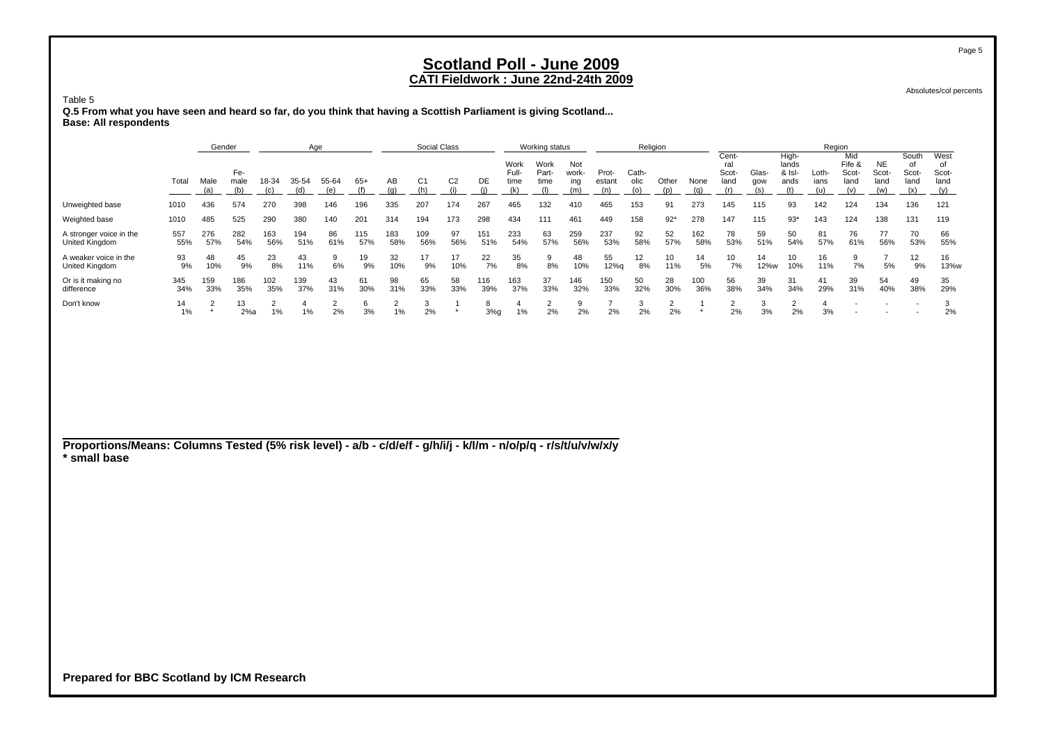# Scotland Poll - June 2009

## CATI Fieldwork : June 22nd-24th 2009

Absolutes/col percents

Table 5

**Q.5 From what you have seen and heard so far, do you think that having a Scottish Parliament is giving Scotland...**
**Base: All respondents**

| | Total | Gender | | Age | | | | Social Class | | | | Working status | | | Religion | | | | Region | | | | | | | |
|---|---|---|---|---|---|---|---|---|---|---|---|---|---|---|---|---|---|---|---|---|---|---|---|---|---|---|
| | | Male (a) | Female (b) | 18-34 (c) | 35-54 (d) | 55-64 (e) | 65+ (f) | AB (g) | C1 (h) | C2 (i) | DE (j) | Work Full-time (k) | Work Part-time (l) | Not working (m) | Protestant (n) | Catholic (o) | Other (p) | None (q) | Central Scotland (r) | Glasgow (s) | Highlands & Islands (t) | Lothians (u) | Mid Fife & Scotland (v) | NE Scotland (w) | South of Scotland (x) | West of Scotland (y) |
| Unweighted base | 1010 | 436 | 574 | 270 | 398 | 146 | 196 | 335 | 207 | 174 | 267 | 465 | 132 | 410 | 465 | 153 | 91 | 273 | 145 | 115 | 93 | 142 | 124 | 134 | 136 | 121 |
| Weighted base | 1010 | 485 | 525 | 290 | 380 | 140 | 201 | 314 | 194 | 173 | 298 | 434 | 111 | 461 | 449 | 158 | 92* | 278 | 147 | 115 | 93* | 143 | 124 | 138 | 131 | 119 |
| A stronger voice in the United Kingdom | 557 | 276 | 282 | 163 | 194 | 86 | 115 | 183 | 109 | 97 | 151 | 233 | 63 | 259 | 237 | 92 | 52 | 162 | 78 | 59 | 50 | 81 | 76 | 77 | 70 | 66 |
| | 55% | 57% | 54% | 56% | 51% | 61% | 57% | 58% | 56% | 56% | 51% | 54% | 57% | 56% | 53% | 58% | 57% | 58% | 53% | 51% | 54% | 57% | 61% | 56% | 53% | 55% |
| A weaker voice in the United Kingdom | 93 | 48 | 45 | 23 | 43 | 9 | 19 | 32 | 17 | 17 | 22 | 35 | 9 | 48 | 55 | 12 | 10 | 14 | 10 | 14 | 10 | 16 | 9 | 7 | 12 | 16 |
| | 9% | 10% | 9% | 8% | 11% | 6% | 9% | 10% | 9% | 10% | 7% | 8% | 8% | 10% | 12%q | 8% | 11% | 5% | 7% | 12%w | 10% | 11% | 7% | 5% | 9% | 13%w |
| Or is it making no difference | 345 | 159 | 186 | 102 | 139 | 43 | 61 | 98 | 65 | 58 | 116 | 163 | 37 | 146 | 150 | 50 | 28 | 100 | 56 | 39 | 31 | 41 | 39 | 54 | 49 | 35 |
| | 34% | 33% | 35% | 35% | 37% | 31% | 30% | 31% | 33% | 33% | 39% | 37% | 33% | 32% | 33% | 32% | 30% | 36% | 38% | 34% | 34% | 29% | 31% | 40% | 38% | 29% |
| Don't know | 14 | 2 | 13 | 2 | 4 | 2 | 6 | 2 | 3 | 1 | 8 | 4 | 2 | 9 | 7 | 3 | 2 | 1 | 2 | 3 | 2 | 4 | - | - | - | 3 |
| | 1% | * | 2%a | 1% | 1% | 2% | 3% | 1% | 2% | * | 3%g | 1% | 2% | 2% | 2% | 2% | 2% | * | 2% | 3% | 2% | 3% | - | - | - | 2% |

**Proportions/Means: Columns Tested (5% risk level) - a/b - c/d/e/f - g/h/i/j - k/l/m - n/o/p/q - r/s/t/u/v/w/x/y**
*** small base**

**Prepared for BBC Scotland by ICM Research**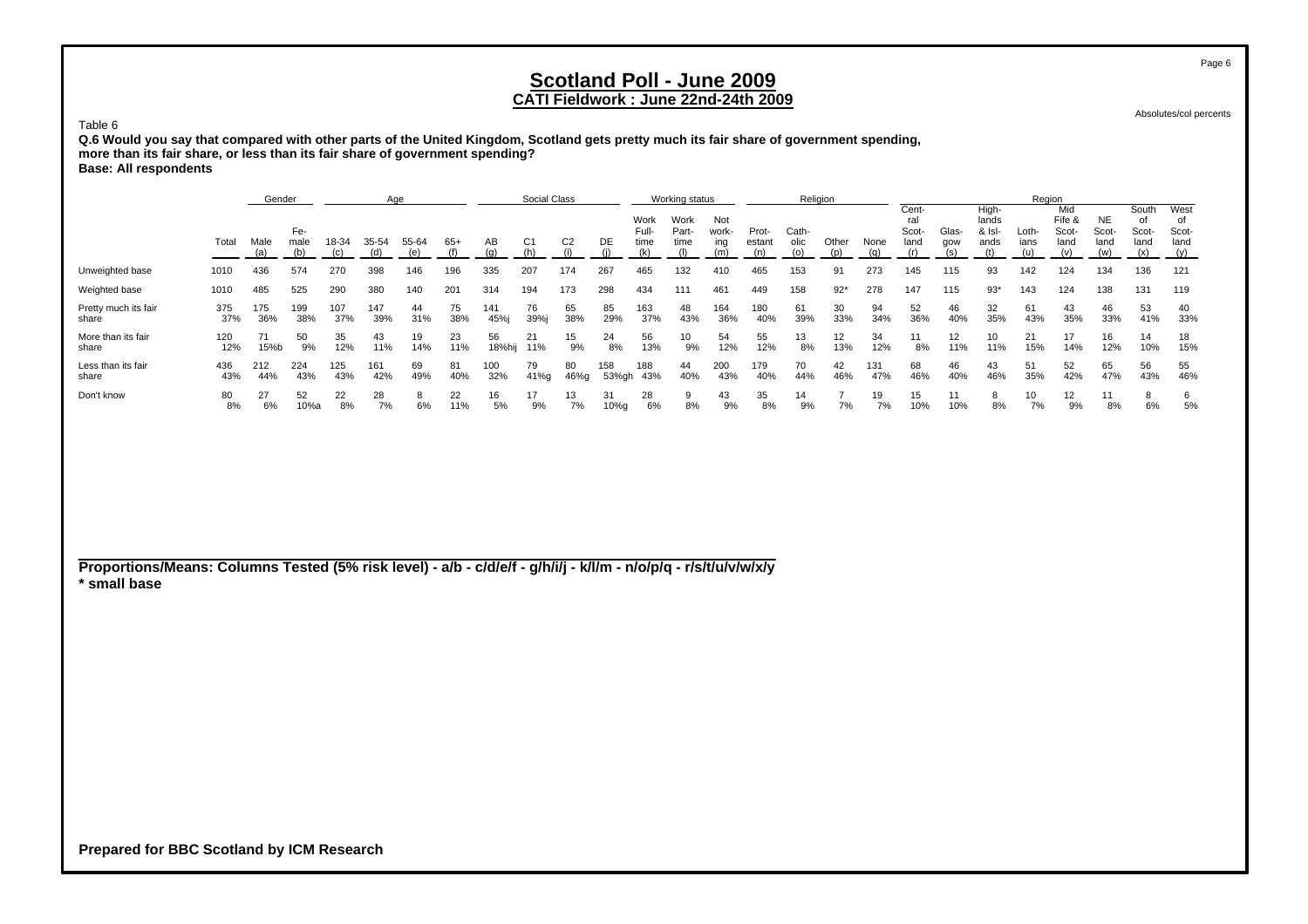# Scotland Poll - June 2009

## CATI Fieldwork : June 22nd-24th 2009

Absolutes/col percents

Table 6

**Q.6 Would you say that compared with other parts of the United Kingdom, Scotland gets pretty much its fair share of government spending, more than its fair share, or less than its fair share of government spending?**
**Base: All respondents**

| | Total | Gender | | Age | | | | Social Class | | | | Working status | | | Religion | | | | Region | | | | | | | |
|---|---|---|---|---|---|---|---|---|---|---|---|---|---|---|---|---|---|---|---|---|---|---|---|---|---|---|
| | | Male (a) | Female (b) | 18-34 (c) | 35-54 (d) | 55-64 (e) | 65+ (f) | AB (g) | C1 (h) | C2 (i) | DE (j) | Work Full-time (k) | Work Part-time (l) | Not working (m) | Protestant (n) | Catholic (o) | Other (p) | None (q) | Central Scotland (r) | Glasgow (s) | Highlands & Islands (t) | Lothians (u) | Mid Fife & Scotland (v) | NE Scotland (w) | South of Scotland (x) | West of Scotland (y) |
| Unweighted base | 1010 | 436 | 574 | 270 | 398 | 146 | 196 | 335 | 207 | 174 | 267 | 465 | 132 | 410 | 465 | 153 | 91 | 273 | 145 | 115 | 93 | 142 | 124 | 134 | 136 | 121 |
| Weighted base | 1010 | 485 | 525 | 290 | 380 | 140 | 201 | 314 | 194 | 173 | 298 | 434 | 111 | 461 | 449 | 158 | 92* | 278 | 147 | 115 | 93* | 143 | 124 | 138 | 131 | 119 |
| Pretty much its fair share | 375 | 175 | 199 | 107 | 147 | 44 | 75 | 141 | 76 | 65 | 85 | 163 | 48 | 164 | 180 | 61 | 30 | 94 | 52 | 46 | 32 | 61 | 43 | 46 | 53 | 40 |
| | 37% | 36% | 38% | 37% | 39% | 31% | 38% | 45%j | 39%j | 38% | 29% | 37% | 43% | 36% | 40% | 39% | 33% | 34% | 36% | 40% | 35% | 43% | 35% | 33% | 41% | 33% |
| More than its fair share | 120 | 71 | 50 | 35 | 43 | 19 | 23 | 56 | 21 | 15 | 24 | 56 | 10 | 54 | 55 | 13 | 12 | 34 | 11 | 12 | 10 | 21 | 17 | 16 | 14 | 18 |
| | 12% | 15%b | 9% | 12% | 11% | 14% | 11% | 18%hij | 11% | 9% | 8% | 13% | 9% | 12% | 12% | 8% | 13% | 12% | 8% | 11% | 11% | 15% | 14% | 12% | 10% | 15% |
| Less than its fair share | 436 | 212 | 224 | 125 | 161 | 69 | 81 | 100 | 79 | 80 | 158 | 188 | 44 | 200 | 179 | 70 | 42 | 131 | 68 | 46 | 43 | 51 | 52 | 65 | 56 | 55 |
| | 43% | 44% | 43% | 43% | 42% | 49% | 40% | 32% | 41%g | 46%g | 53%gh | 43% | 40% | 43% | 40% | 44% | 46% | 47% | 46% | 40% | 46% | 35% | 42% | 47% | 43% | 46% |
| Don't know | 80 | 27 | 52 | 22 | 28 | 8 | 22 | 16 | 17 | 13 | 31 | 28 | 9 | 43 | 35 | 14 | 7 | 19 | 15 | 11 | 8 | 10 | 12 | 11 | 8 | 6 |
| | 8% | 6% | 10%a | 8% | 7% | 6% | 11% | 5% | 9% | 7% | 10%g | 6% | 8% | 9% | 8% | 9% | 7% | 7% | 10% | 10% | 8% | 7% | 9% | 8% | 6% | 5% |

**Proportions/Means: Columns Tested (5% risk level) - a/b - c/d/e/f - g/h/i/j - k/l/m - n/o/p/q - r/s/t/u/v/w/x/y**
**\* small base**

**Prepared for BBC Scotland by ICM Research**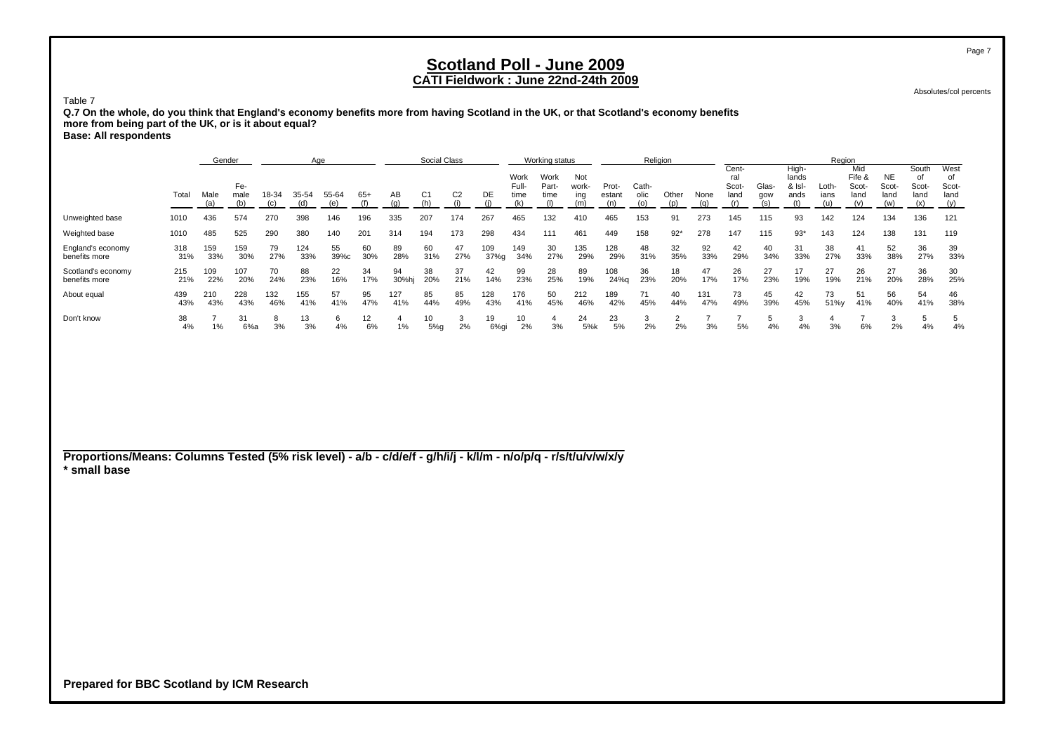# Scotland Poll - June 2009

## CATI Fieldwork : June 22nd-24th 2009

Absolutes/col percents

Table 7

**Q.7 On the whole, do you think that England's economy benefits more from having Scotland in the UK, or that Scotland's economy benefits more from being part of the UK, or is it about equal?**

**Base: All respondents**

| | | Gender | | Age | | | | Social Class | | | | Working status | | | Religion | | | | Region | | | | | | | |
|---|---|---|---|---|---|---|---|---|---|---|---|---|---|---|---|---|---|---|---|---|---|---|---|---|---|---|
| | Total | Male (a) | Female (b) | 18-34 (c) | 35-54 (d) | 55-64 (e) | 65+ (f) | AB (g) | C1 (h) | C2 (i) | DE (j) | Work Full-time (k) | Work Part-time (l) | Not working (m) | Protestant (n) | Catholic (o) | Other (p) | None (q) | Central Scotland (r) | Glasgow (s) | Highlands & Islands (t) | Lothians (u) | Mid Fife & Scotland (v) | NE Scotland (w) | South of Scotland (x) | West of Scotland (y) |
| Unweighted base | 1010 | 436 | 574 | 270 | 398 | 146 | 196 | 335 | 207 | 174 | 267 | 465 | 132 | 410 | 465 | 153 | 91 | 273 | 145 | 115 | 93 | 142 | 124 | 134 | 136 | 121 |
| Weighted base | 1010 | 485 | 525 | 290 | 380 | 140 | 201 | 314 | 194 | 173 | 298 | 434 | 111 | 461 | 449 | 158 | 92* | 278 | 147 | 115 | 93* | 143 | 124 | 138 | 131 | 119 |
| England's economy benefits more | 318 | 159 | 159 | 79 | 124 | 55 | 60 | 89 | 60 | 47 | 109 | 149 | 30 | 135 | 128 | 48 | 32 | 92 | 42 | 40 | 31 | 38 | 41 | 52 | 36 | 39 |
| | 31% | 33% | 30% | 27% | 33% | 39%c | 30% | 28% | 31% | 27% | 37%g | 34% | 27% | 29% | 29% | 31% | 35% | 33% | 29% | 34% | 33% | 27% | 33% | 38% | 27% | 33% |
| Scotland's economy benefits more | 215 | 109 | 107 | 70 | 88 | 22 | 34 | 94 | 38 | 37 | 42 | 99 | 28 | 89 | 108 | 36 | 18 | 47 | 26 | 27 | 17 | 27 | 26 | 27 | 36 | 30 |
| | 21% | 22% | 20% | 24% | 23% | 16% | 17% | 30%hj | 20% | 21% | 14% | 23% | 25% | 19% | 24%q | 23% | 20% | 17% | 17% | 23% | 19% | 19% | 21% | 20% | 28% | 25% |
| About equal | 439 | 210 | 228 | 132 | 155 | 57 | 95 | 127 | 85 | 85 | 128 | 176 | 50 | 212 | 189 | 71 | 40 | 131 | 73 | 45 | 42 | 73 | 51 | 56 | 54 | 46 |
| | 43% | 43% | 43% | 46% | 41% | 41% | 47% | 41% | 44% | 49% | 43% | 41% | 45% | 46% | 42% | 45% | 44% | 47% | 49% | 39% | 45% | 51%y | 41% | 40% | 41% | 38% |
| Don't know | 38 | 7 | 31 | 8 | 13 | 6 | 12 | 4 | 10 | 3 | 19 | 10 | 4 | 24 | 23 | 3 | 2 | 7 | 7 | 5 | 3 | 4 | 7 | 3 | 5 | 5 |
| | 4% | 1% | 6%a | 3% | 3% | 4% | 6% | 1% | 5%g | 2% | 6%gi | 2% | 3% | 5%k | 5% | 2% | 2% | 3% | 5% | 4% | 4% | 3% | 6% | 2% | 4% | 4% |

**Proportions/Means: Columns Tested (5% risk level) - a/b - c/d/e/f - g/h/i/j - k/l/m - n/o/p/q - r/s/t/u/v/w/x/y**
**\* small base**

**Prepared for BBC Scotland by ICM Research**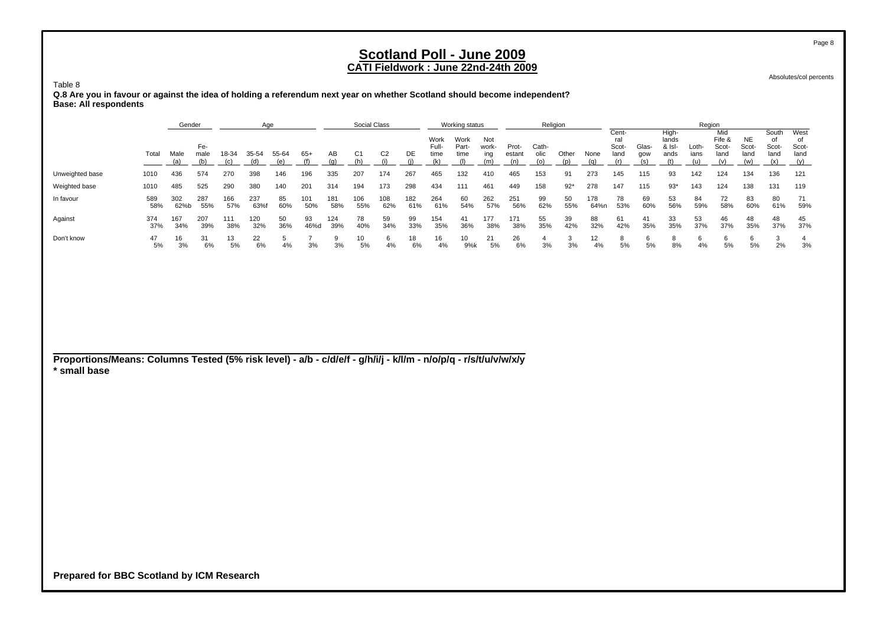# Scotland Poll - June 2009

## CATI Fieldwork : June 22nd-24th 2009

Absolutes/col percents

Table 8

**Q.8 Are you in favour or against the idea of holding a referendum next year on whether Scotland should become independent?**
**Base: All respondents**

| | | Gender | | Age | | | | Social Class | | | | Working status | | | Religion | | | | Region | | | | | | | |
|---|---|---|---|---|---|---|---|---|---|---|---|---|---|---|---|---|---|---|---|---|---|---|---|---|---|---|
| | Total | Male (a) | Female (b) | 18-34 (c) | 35-54 (d) | 55-64 (e) | 65+ (f) | AB (g) | C1 (h) | C2 (i) | DE (j) | Work Full-time (k) | Work Part-time (l) | Not working (m) | Protestant (n) | Catholic (o) | Other (p) | None (q) | Central Scotland (r) | Glasgow (s) | Highlands & Islands (t) | Lothians (u) | Mid Fife & Scotland (v) | NE Scotland (w) | South of Scotland (x) | West of Scotland (y) |
| Unweighted base | 1010 | 436 | 574 | 270 | 398 | 146 | 196 | 335 | 207 | 174 | 267 | 465 | 132 | 410 | 465 | 153 | 91 | 273 | 145 | 115 | 93 | 142 | 124 | 134 | 136 | 121 |
| Weighted base | 1010 | 485 | 525 | 290 | 380 | 140 | 201 | 314 | 194 | 173 | 298 | 434 | 111 | 461 | 449 | 158 | 92* | 278 | 147 | 115 | 93* | 143 | 124 | 138 | 131 | 119 |
| In favour | 589 | 302 | 287 | 166 | 237 | 85 | 101 | 181 | 106 | 108 | 182 | 264 | 60 | 262 | 251 | 99 | 50 | 178 | 78 | 69 | 53 | 84 | 72 | 83 | 80 | 71 |
| | 58% | 62%b | 55% | 57% | 63%f | 60% | 50% | 58% | 55% | 62% | 61% | 61% | 54% | 57% | 56% | 62% | 55% | 64%n | 53% | 60% | 56% | 59% | 58% | 60% | 61% | 59% |
| Against | 374 | 167 | 207 | 111 | 120 | 50 | 93 | 124 | 78 | 59 | 99 | 154 | 41 | 177 | 171 | 55 | 39 | 88 | 61 | 41 | 33 | 53 | 46 | 48 | 48 | 45 |
| | 37% | 34% | 39% | 38% | 32% | 36% | 46%d | 39% | 40% | 34% | 33% | 35% | 36% | 38% | 38% | 35% | 42% | 32% | 42% | 35% | 35% | 37% | 37% | 35% | 37% | 37% |
| Don't know | 47 | 16 | 31 | 13 | 22 | 5 | 7 | 9 | 10 | 6 | 18 | 16 | 10 | 21 | 26 | 4 | 3 | 12 | 8 | 6 | 8 | 6 | 6 | 6 | 3 | 4 |
| | 5% | 3% | 6% | 5% | 6% | 4% | 3% | 3% | 5% | 4% | 6% | 4% | 9%k | 5% | 6% | 3% | 3% | 4% | 5% | 5% | 8% | 4% | 5% | 5% | 2% | 3% |

**Proportions/Means: Columns Tested (5% risk level) - a/b - c/d/e/f - g/h/i/j - k/l/m - n/o/p/q - r/s/t/u/v/w/x/y**
**\* small base**

**Prepared for BBC Scotland by ICM Research**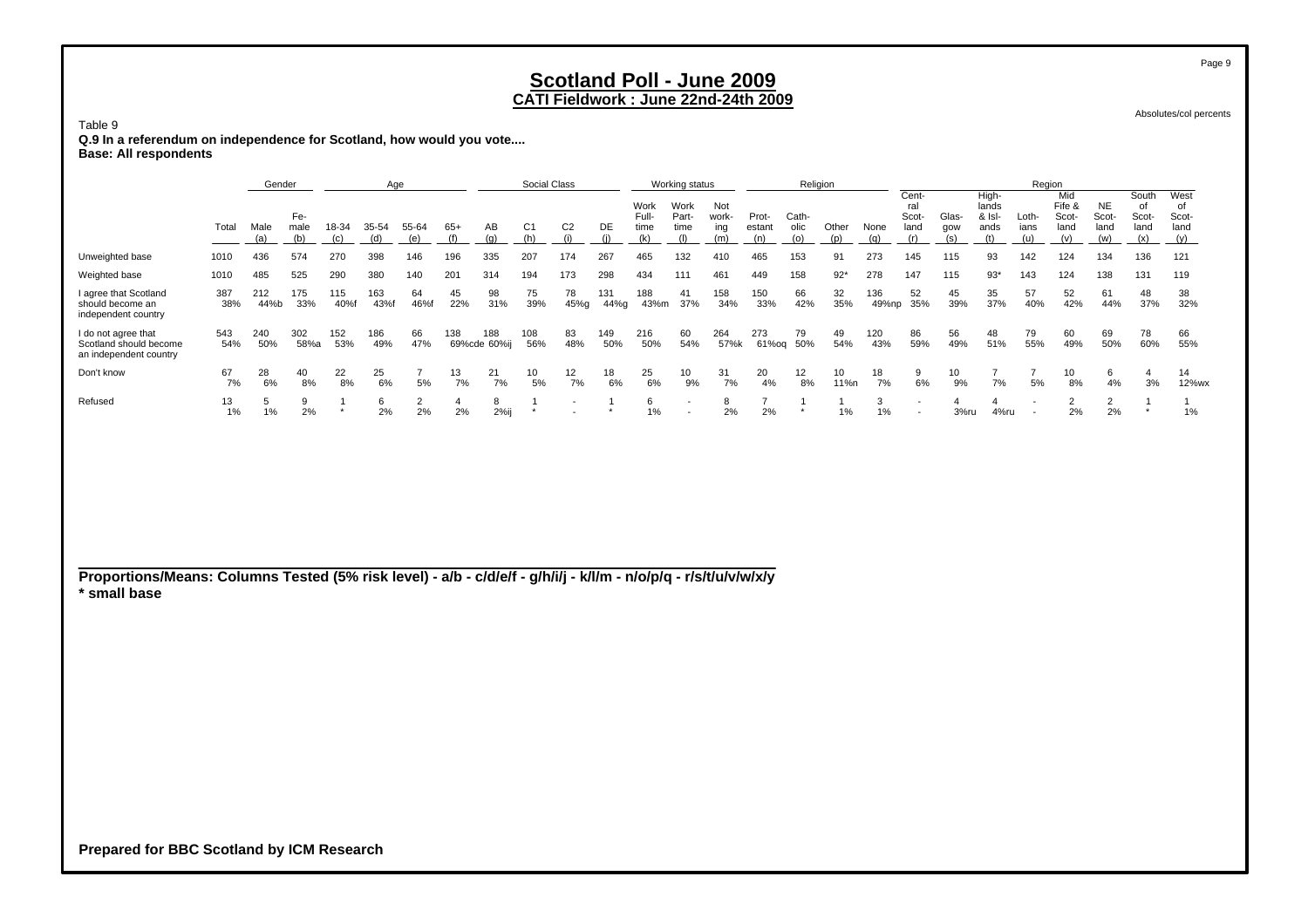# Scotland Poll - June 2009

## CATI Fieldwork : June 22nd-24th 2009

Absolutes/col percents

Table 9

**Q.9 In a referendum on independence for Scotland, how would you vote....**

**Base: All respondents**

| | Total | Gender | | Age | | | | Social Class | | | | Working status | | | Religion | | | | Region | | | | | | | | |
|---|---|---|---|---|---|---|---|---|---|---|---|---|---|---|---|---|---|---|---|---|---|---|---|---|---|---|---|
| | | Male (a) | Fe-male (b) | 18-34 (c) | 35-54 (d) | 55-64 (e) | 65+ (f) | AB (g) | C1 (h) | C2 (i) | DE (j) | Work Full-time (k) | Work Part-time (l) | Not work-ing (m) | Prot-estant (n) | Cath-olic (o) | Other (p) | None (q) | Cent-ral Scot-land (r) | Glas-gow (s) | High-lands & Isl-ands (t) | Loth-ians (u) | Mid Fife & Scot-land (v) | NE Scot-land (w) | South of Scot-land (x) | West of Scot-land (y) |
| Unweighted base | 1010 | 436 | 574 | 270 | 398 | 146 | 196 | 335 | 207 | 174 | 267 | 465 | 132 | 410 | 465 | 153 | 91 | 273 | 145 | 115 | 93 | 142 | 124 | 134 | 136 | 121 |
| Weighted base | 1010 | 485 | 525 | 290 | 380 | 140 | 201 | 314 | 194 | 173 | 298 | 434 | 111 | 461 | 449 | 158 | 92* | 278 | 147 | 115 | 93* | 143 | 124 | 138 | 131 | 119 |
| I agree that Scotland should become an independent country | 387<br>38% | 212<br>44%b | 175<br>33% | 115<br>40%f | 163<br>43%f | 64<br>46%f | 45<br>22% | 98<br>31% | 75<br>39% | 78<br>45%g | 131<br>44%g | 188<br>43%m | 41<br>37% | 158<br>34% | 150<br>33% | 66<br>42% | 32<br>35% | 136<br>49%np | 52<br>35% | 45<br>39% | 35<br>37% | 57<br>40% | 52<br>42% | 61<br>44% | 48<br>37% | 38<br>32% |
| I do not agree that Scotland should become an independent country | 543<br>54% | 240<br>50% | 302<br>58%a | 152<br>53% | 186<br>49% | 66<br>47% | 138<br>69%cde | 188<br>60%ij | 108<br>56% | 83<br>48% | 149<br>50% | 216<br>50% | 60<br>54% | 264<br>57%k | 273<br>61%oq | 79<br>50% | 49<br>54% | 120<br>43% | 86<br>59% | 56<br>49% | 48<br>51% | 79<br>55% | 60<br>49% | 69<br>50% | 78<br>60% | 66<br>55% |
| Don't know | 67<br>7% | 28<br>6% | 40<br>8% | 22<br>8% | 25<br>6% | 7<br>5% | 13<br>7% | 21<br>7% | 10<br>5% | 12<br>7% | 18<br>6% | 25<br>6% | 10<br>9% | 31<br>7% | 20<br>4% | 12<br>8% | 10<br>11%n | 18<br>7% | 9<br>6% | 10<br>9% | 7<br>7% | 7<br>5% | 10<br>8% | 6<br>4% | 4<br>3% | 14<br>12%wx |
| Refused | 13<br>1% | 5<br>1% | 9<br>2% | 1<br>* | 6<br>2% | 2<br>2% | 4<br>2% | 8<br>2%ij | 1<br>* | -<br>- | 1<br>* | 6<br>1% | -<br>- | 8<br>2% | 7<br>2% | 1<br>* | 1<br>1% | 3<br>1% | -<br>- | 4<br>3%ru | 4<br>4%ru | -<br>- | 2<br>2% | 2<br>2% | 1<br>* | 1<br>1% |

**Proportions/Means: Columns Tested (5% risk level) - a/b - c/d/e/f - g/h/i/j - k/l/m - n/o/p/q - r/s/t/u/v/w/x/y**
**\* small base**

**Prepared for BBC Scotland by ICM Research**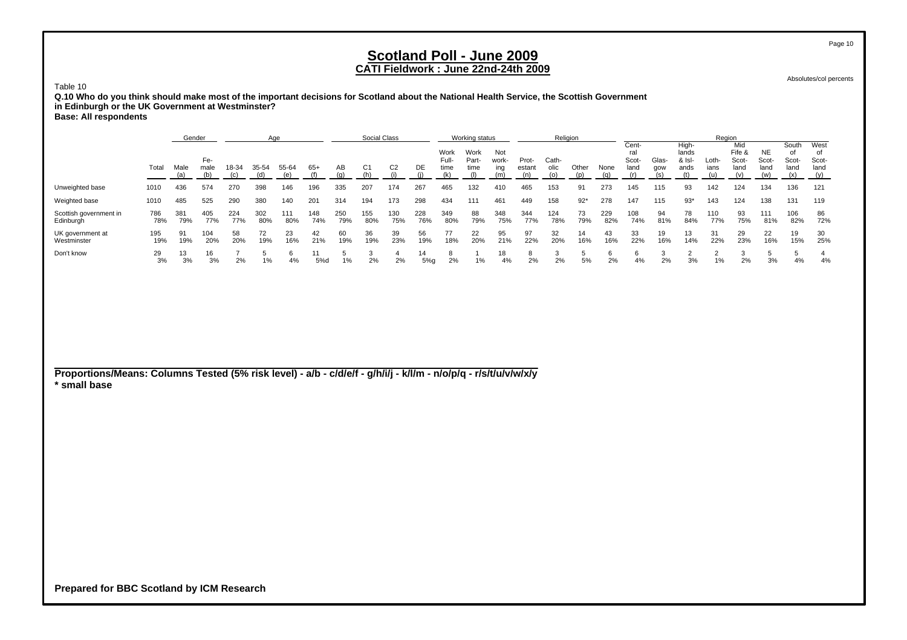# Scotland Poll - June 2009

## CATI Fieldwork : June 22nd-24th 2009

Absolutes/col percents

Table 10

**Q.10 Who do you think should make most of the important decisions for Scotland about the National Health Service, the Scottish Government in Edinburgh or the UK Government at Westminster?**

**Base: All respondents**

| | | Gender | | Age | | | | Social Class | | | | Working status | | | Religion | | | | Region | | | | | | | |
|---|---|---|---|---|---|---|---|---|---|---|---|---|---|---|---|---|---|---|---|---|---|---|---|---|---|---|
| | Total | Male (a) | Female (b) | 18-34 (c) | 35-54 (d) | 55-64 (e) | 65+ (f) | AB (g) | C1 (h) | C2 (i) | DE (j) | Work Full-time (k) | Work Part-time (l) | Not working (m) | Protestant (n) | Catholic (o) | Other (p) | None (q) | Central Scotland (r) | Glasgow (s) | Highlands & Islands (t) | Lothians (u) | Mid Fife & Scotland (v) | NE Scotland (w) | South of Scotland (x) | West of Scotland (y) |
| Unweighted base | 1010 | 436 | 574 | 270 | 398 | 146 | 196 | 335 | 207 | 174 | 267 | 465 | 132 | 410 | 465 | 153 | 91 | 273 | 145 | 115 | 93 | 142 | 124 | 134 | 136 | 121 |
| Weighted base | 1010 | 485 | 525 | 290 | 380 | 140 | 201 | 314 | 194 | 173 | 298 | 434 | 111 | 461 | 449 | 158 | 92* | 278 | 147 | 115 | 93* | 143 | 124 | 138 | 131 | 119 |
| Scottish government in Edinburgh | 786 | 381 | 405 | 224 | 302 | 111 | 148 | 250 | 155 | 130 | 228 | 349 | 88 | 348 | 344 | 124 | 73 | 229 | 108 | 94 | 78 | 110 | 93 | 111 | 106 | 86 |
| | 78% | 79% | 77% | 77% | 80% | 80% | 74% | 79% | 80% | 75% | 76% | 80% | 79% | 75% | 77% | 78% | 79% | 82% | 74% | 81% | 84% | 77% | 75% | 81% | 82% | 72% |
| UK government at Westminster | 195 | 91 | 104 | 58 | 72 | 23 | 42 | 60 | 36 | 39 | 56 | 77 | 22 | 95 | 97 | 32 | 14 | 43 | 33 | 19 | 13 | 31 | 29 | 22 | 19 | 30 |
| | 19% | 19% | 20% | 20% | 19% | 16% | 21% | 19% | 19% | 23% | 19% | 18% | 20% | 21% | 22% | 20% | 16% | 16% | 22% | 16% | 14% | 22% | 23% | 16% | 15% | 25% |
| Don't know | 29 | 13 | 16 | 7 | 5 | 6 | 11 | 5 | 3 | 4 | 14 | 8 | 1 | 18 | 8 | 3 | 5 | 6 | 6 | 3 | 2 | 2 | 3 | 5 | 5 | 4 |
| | 3% | 3% | 3% | 2% | 1% | 4% | 5%d | 1% | 2% | 2% | 5%g | 2% | 1% | 4% | 2% | 2% | 5% | 2% | 4% | 2% | 3% | 1% | 2% | 3% | 4% | 4% |

**Proportions/Means: Columns Tested (5% risk level) - a/b - c/d/e/f - g/h/i/j - k/l/m - n/o/p/q - r/s/t/u/v/w/x/y**

**\* small base**

**Prepared for BBC Scotland by ICM Research**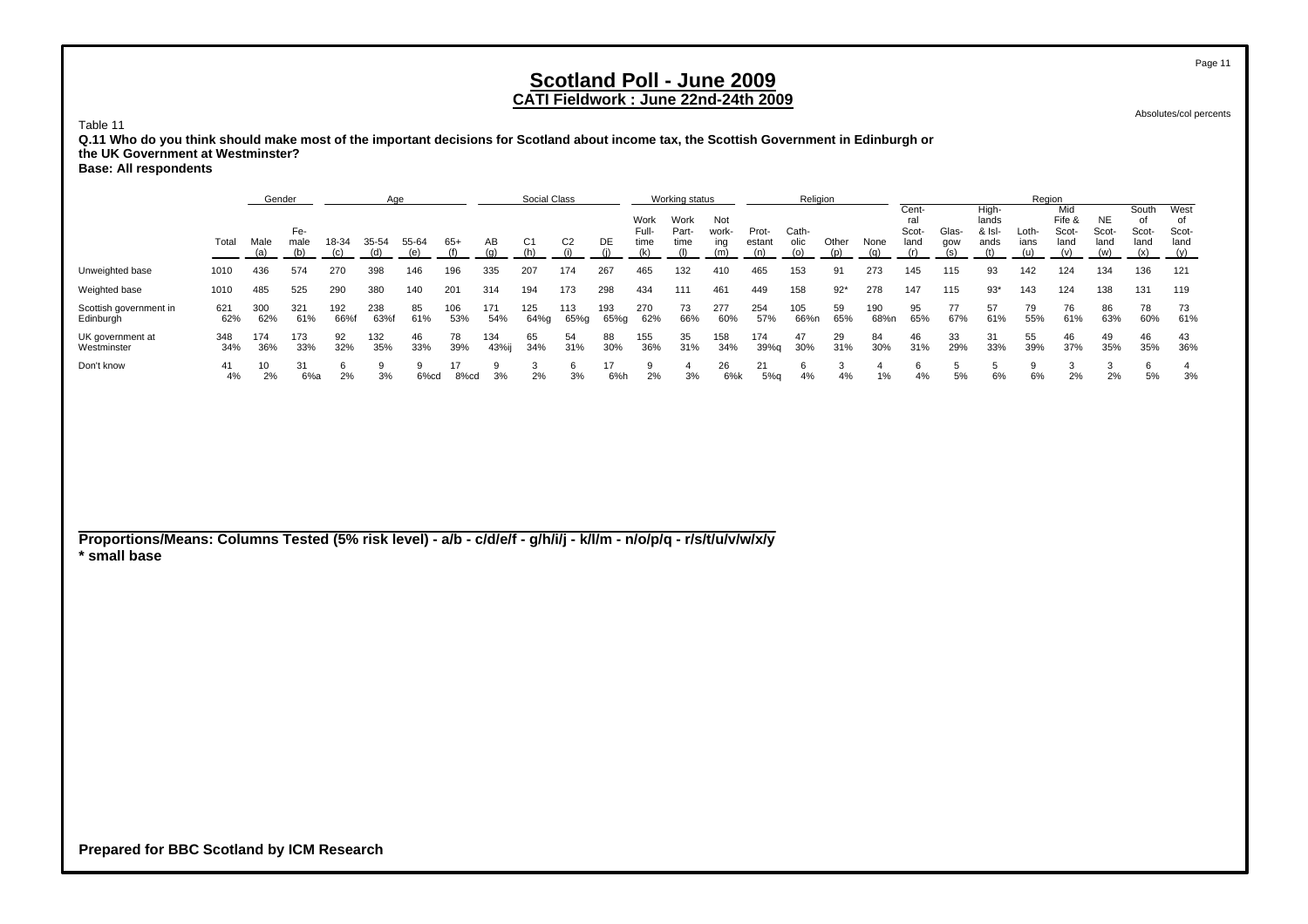# Scotland Poll - June 2009

## CATI Fieldwork : June 22nd-24th 2009

Absolutes/col percents

Table 11

**Q.11 Who do you think should make most of the important decisions for Scotland about income tax, the Scottish Government in Edinburgh or the UK Government at Westminster?**

**Base: All respondents**

| | | Gender | | Age | | | | Social Class | | | | Working status | | | Religion | | | | Region | | | | | | | | |
|---|---|---|---|---|---|---|---|---|---|---|---|---|---|---|---|---|---|---|---|---|---|---|---|---|---|---|---|
| | Total | Male (a) | Female (b) | 18-34 (c) | 35-54 (d) | 55-64 (e) | 65+ (f) | AB (g) | C1 (h) | C2 (i) | DE (j) | Work Full-time (k) | Work Part-time (l) | Not working (m) | Protestant (n) | Catholic (o) | Other (p) | None (q) | Central Scotland (r) | Glasgow (s) | Highlands & Islands (t) | Lothians (u) | Mid Fife & Scotland (v) | NE Scotland (w) | South of Scotland (x) | West of Scotland (y) |
| Unweighted base | 1010 | 436 | 574 | 270 | 398 | 146 | 196 | 335 | 207 | 174 | 267 | 465 | 132 | 410 | 465 | 153 | 91 | 273 | 145 | 115 | 93 | 142 | 124 | 134 | 136 | 121 |
| Weighted base | 1010 | 485 | 525 | 290 | 380 | 140 | 201 | 314 | 194 | 173 | 298 | 434 | 111 | 461 | 449 | 158 | 92* | 278 | 147 | 115 | 93* | 143 | 124 | 138 | 131 | 119 |
| Scottish government in Edinburgh | 621 | 300 | 321 | 192 | 238 | 85 | 106 | 171 | 125 | 113 | 193 | 270 | 73 | 277 | 254 | 105 | 59 | 190 | 95 | 77 | 57 | 79 | 76 | 86 | 78 | 73 |
| | 62% | 62% | 61% | 66%f | 63%f | 61% | 53% | 54% | 64%g | 65%g | 65%g | 62% | 66% | 60% | 57% | 66%n | 65% | 68%n | 65% | 67% | 61% | 55% | 61% | 63% | 60% | 61% |
| UK government at Westminster | 348 | 174 | 173 | 92 | 132 | 46 | 78 | 134 | 65 | 54 | 88 | 155 | 35 | 158 | 174 | 47 | 29 | 84 | 46 | 33 | 31 | 55 | 46 | 49 | 46 | 43 |
| | 34% | 36% | 33% | 32% | 35% | 33% | 39% | 43%ij | 34% | 31% | 30% | 36% | 31% | 34% | 39%q | 30% | 31% | 30% | 31% | 29% | 33% | 39% | 37% | 35% | 35% | 36% |
| Don't know | 41 | 10 | 31 | 6 | 9 | 9 | 17 | 9 | 3 | 6 | 17 | 9 | 4 | 26 | 21 | 6 | 3 | 4 | 6 | 5 | 5 | 9 | 3 | 3 | 6 | 4 |
| | 4% | 2% | 6%a | 2% | 3% | 6%cd | 8%cd | 3% | 2% | 3% | 6%h | 2% | 3% | 6%k | 5%q | 4% | 4% | 1% | 4% | 5% | 6% | 6% | 2% | 2% | 5% | 3% |

**Proportions/Means: Columns Tested (5% risk level) - a/b - c/d/e/f - g/h/i/j - k/l/m - n/o/p/q - r/s/t/u/v/w/x/y**

**\* small base**

**Prepared for BBC Scotland by ICM Research**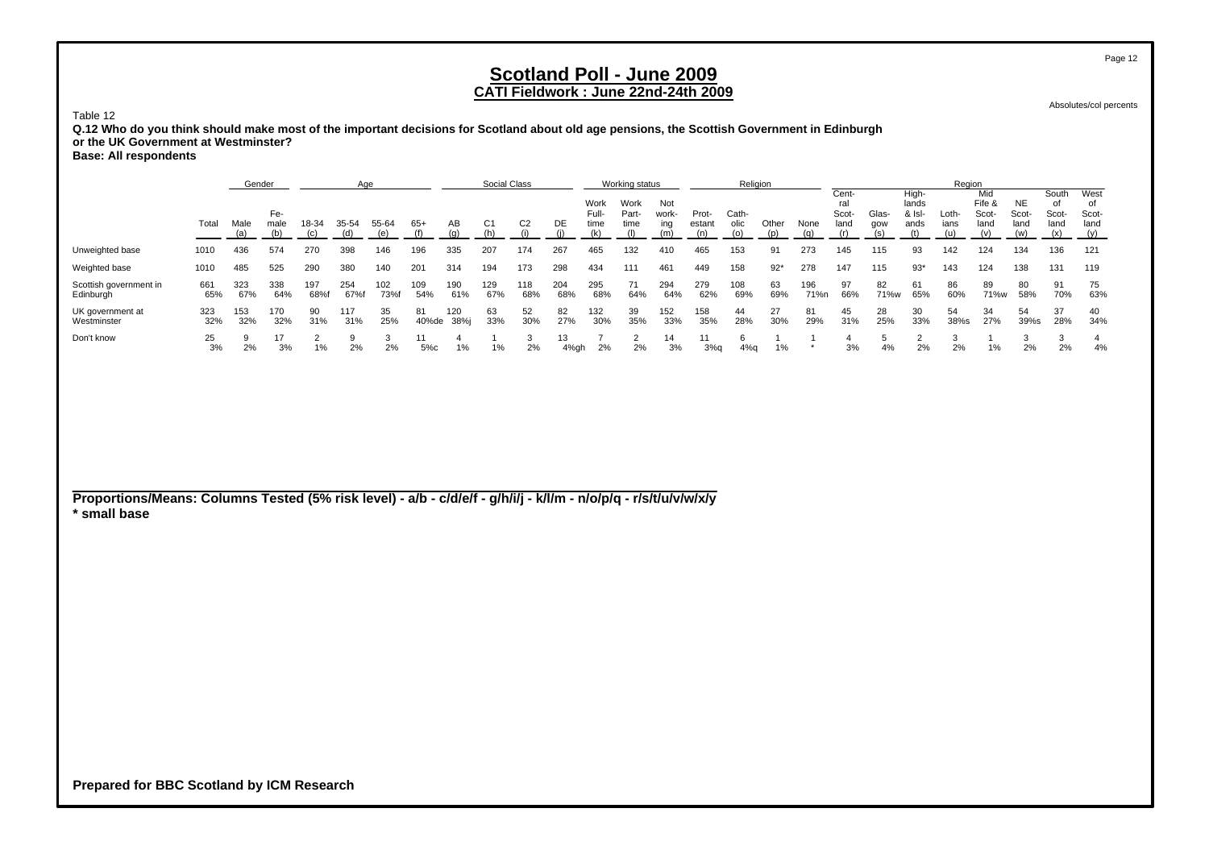# Scotland Poll - June 2009

## CATI Fieldwork : June 22nd-24th 2009

Absolutes/col percents

Table 12

**Q.12 Who do you think should make most of the important decisions for Scotland about old age pensions, the Scottish Government in Edinburgh or the UK Government at Westminster?**

**Base: All respondents**

| | Total | Gender | | Age | | | | Social Class | | | | Working status | | | Religion | | | | Region | | | | | | | | |
|---|---|---|---|---|---|---|---|---|---|---|---|---|---|---|---|---|---|---|---|---|---|---|---|---|---|---|---|
| | | Male (a) | Female (b) | 18-34 (c) | 35-54 (d) | 55-64 (e) | 65+ (f) | AB (g) | C1 (h) | C2 (i) | DE (j) | Work Full-time (k) | Work Part-time (l) | Not working (m) | Protestant (n) | Catholic (o) | Other (p) | None (q) | Central Scotland (r) | Glasgow (s) | Highlands & Islands (t) | Lothians (u) | Mid Fife & Scotland (v) | NE Scotland (w) | South of Scotland (x) | West of Scotland (y) |
| Unweighted base | 1010 | 436 | 574 | 270 | 398 | 146 | 196 | 335 | 207 | 174 | 267 | 465 | 132 | 410 | 465 | 153 | 91 | 273 | 145 | 115 | 93 | 142 | 124 | 134 | 136 | 121 |
| Weighted base | 1010 | 485 | 525 | 290 | 380 | 140 | 201 | 314 | 194 | 173 | 298 | 434 | 111 | 461 | 449 | 158 | 92* | 278 | 147 | 115 | 93* | 143 | 124 | 138 | 131 | 119 |
| Scottish government in Edinburgh | 661<br>65% | 323<br>67% | 338<br>64% | 197<br>68%f | 254<br>67%f | 102<br>73%f | 109<br>54% | 190<br>61% | 129<br>67% | 118<br>68% | 204<br>68% | 295<br>68% | 71<br>64% | 294<br>64% | 279<br>62% | 108<br>69% | 63<br>69% | 196<br>71%n | 97<br>66% | 82<br>71%w | 61<br>65% | 86<br>60% | 89<br>71%w | 80<br>58% | 91<br>70% | 75<br>63% |
| UK government at Westminster | 323<br>32% | 153<br>32% | 170<br>32% | 90<br>31% | 117<br>31% | 35<br>25% | 81<br>40%de | 120<br>38%j | 63<br>33% | 52<br>30% | 82<br>27% | 132<br>30% | 39<br>35% | 152<br>33% | 158<br>35% | 44<br>28% | 27<br>30% | 81<br>29% | 45<br>31% | 28<br>25% | 30<br>33% | 54<br>38%s | 34<br>27% | 54<br>39%s | 37<br>28% | 40<br>34% |
| Don't know | 25<br>3% | 9<br>2% | 17<br>3% | 2<br>1% | 9<br>2% | 3<br>2% | 11<br>5%c | 4<br>1% | 1<br>1% | 3<br>2% | 13<br>4%gh | 7<br>2% | 2<br>2% | 14<br>3% | 11<br>3%q | 6<br>4%q | 1<br>1% | 1<br>* | 4<br>3% | 5<br>4% | 2<br>2% | 3<br>2% | 1<br>1% | 3<br>2% | 3<br>2% | 4<br>4% |

**Proportions/Means: Columns Tested (5% risk level) - a/b - c/d/e/f - g/h/i/j - k/l/m - n/o/p/q - r/s/t/u/v/w/x/y**
**\* small base**

**Prepared for BBC Scotland by ICM Research**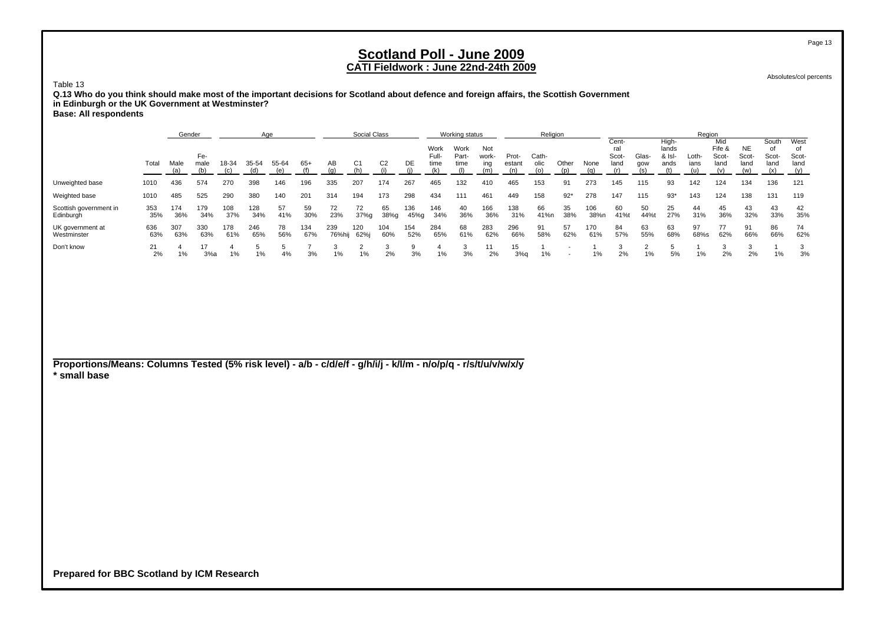# Scotland Poll - June 2009

## CATI Fieldwork : June 22nd-24th 2009

Absolutes/col percents

Table 13

**Q.13 Who do you think should make most of the important decisions for Scotland about defence and foreign affairs, the Scottish Government in Edinburgh or the UK Government at Westminster?**

**Base: All respondents**

| | Total | Gender | | Age | | | | Social Class | | | | Working status | | | Religion | | | | Region | | | | | | | |
|---|---|---|---|---|---|---|---|---|---|---|---|---|---|---|---|---|---|---|---|---|---|---|---|---|---|---|
| | | Male (a) | Female (b) | 18-34 (c) | 35-54 (d) | 55-64 (e) | 65+ (f) | AB (g) | C1 (h) | C2 (i) | DE (j) | Work Full-time (k) | Work Part-time (l) | Not working (m) | Protestant (n) | Catholic (o) | Other (p) | None (q) | Central Scotland (r) | Glasgow (s) | Highlands & Islands (t) | Lothians (u) | Mid Fife & Scotland (v) | NE Scotland (w) | South of Scotland (x) | West of Scotland (y) |
| Unweighted base | 1010 | 436 | 574 | 270 | 398 | 146 | 196 | 335 | 207 | 174 | 267 | 465 | 132 | 410 | 465 | 153 | 91 | 273 | 145 | 115 | 93 | 142 | 124 | 134 | 136 | 121 |
| Weighted base | 1010 | 485 | 525 | 290 | 380 | 140 | 201 | 314 | 194 | 173 | 298 | 434 | 111 | 461 | 449 | 158 | 92* | 278 | 147 | 115 | 93* | 143 | 124 | 138 | 131 | 119 |
| Scottish government in Edinburgh | 353<br>35% | 174<br>36% | 179<br>34% | 108<br>37% | 128<br>34% | 57<br>41% | 59<br>30% | 72<br>23% | 72<br>37%g | 65<br>38%g | 136<br>45%g | 146<br>34% | 40<br>36% | 166<br>36% | 138<br>31% | 66<br>41%n | 35<br>38% | 106<br>38%n | 60<br>41%t | 50<br>44%t | 25<br>27% | 44<br>31% | 45<br>36% | 43<br>32% | 43<br>33% | 42<br>35% |
| UK government at Westminster | 636<br>63% | 307<br>63% | 330<br>63% | 178<br>61% | 246<br>65% | 78<br>56% | 134<br>67% | 239<br>76%hij | 120<br>62%j | 104<br>60% | 154<br>52% | 284<br>65% | 68<br>61% | 283<br>62% | 296<br>66% | 91<br>58% | 57<br>62% | 170<br>61% | 84<br>57% | 63<br>55% | 63<br>68% | 97<br>68%s | 77<br>62% | 91<br>66% | 86<br>66% | 74<br>62% |
| Don't know | 21<br>2% | 4<br>1% | 17<br>3%a | 4<br>1% | 5<br>1% | 5<br>4% | 7<br>3% | 3<br>1% | 2<br>1% | 3<br>2% | 9<br>3% | 4<br>1% | 3<br>3% | 11<br>2% | 15<br>3%q | 1<br>1% | -<br>- | 1<br>1% | 3<br>2% | 2<br>1% | 5<br>5% | 1<br>1% | 3<br>2% | 3<br>2% | 1<br>1% | 3<br>3% |

**Proportions/Means: Columns Tested (5% risk level) - a/b - c/d/e/f - g/h/i/j - k/l/m - n/o/p/q - r/s/t/u/v/w/x/y**
**\* small base**

**Prepared for BBC Scotland by ICM Research**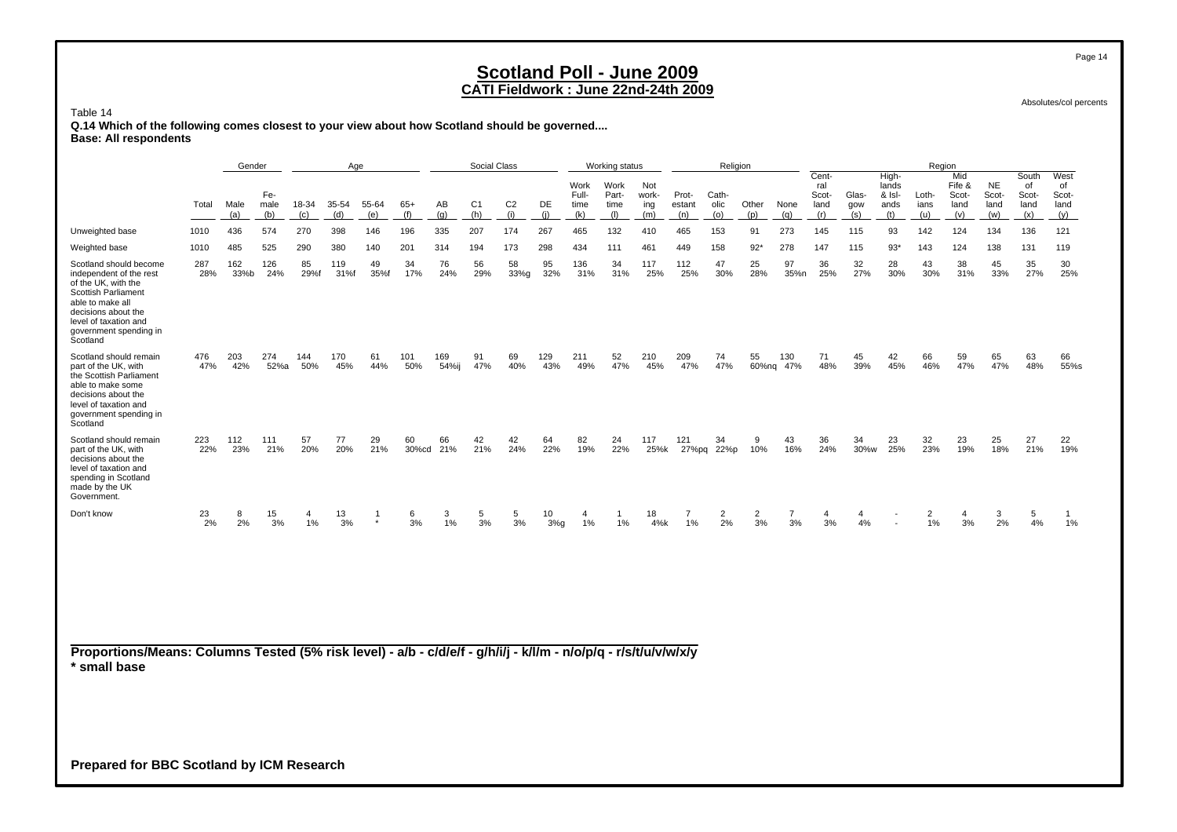# Scotland Poll - June 2009
## CATI Fieldwork : June 22nd-24th 2009

Absolutes/col percents

Table 14
**Q.14 Which of the following comes closest to your view about how Scotland should be governed....**
**Base: All respondents**

| | Total | Gender | | Age | | | | Social Class | | | | Working status | | | Religion | | | | Region | | | | | | | |
|---|---|---|---|---|---|---|---|---|---|---|---|---|---|---|---|---|---|---|---|---|---|---|---|---|---|---|
| | | Male (a) | Female (b) | 18-34 (c) | 35-54 (d) | 55-64 (e) | 65+ (f) | AB (g) | C1 (h) | C2 (i) | DE (j) | Work Full-time (k) | Work Part-time (l) | Not working (m) | Protestant (n) | Catholic (o) | Other (p) | None (q) | Central Scotland (r) | Glasgow (s) | Highlands & Islands (t) | Lothians (u) | Mid Fife & Scotland (v) | NE Scotland (w) | South of Scotland (x) | West of Scotland (y) |
| Unweighted base | 1010 | 436 | 574 | 270 | 398 | 146 | 196 | 335 | 207 | 174 | 267 | 465 | 132 | 410 | 465 | 153 | 91 | 273 | 145 | 115 | 93 | 142 | 124 | 134 | 136 | 121 |
| Weighted base | 1010 | 485 | 525 | 290 | 380 | 140 | 201 | 314 | 194 | 173 | 298 | 434 | 111 | 461 | 449 | 158 | 92* | 278 | 147 | 115 | 93* | 143 | 124 | 138 | 131 | 119 |
| Scotland should become independent of the rest of the UK, with the Scottish Parliament able to make all decisions about the level of taxation and government spending in Scotland | 287<br>28% | 162<br>33%b | 126<br>24% | 85<br>29%f | 119<br>31%f | 49<br>35%f | 34<br>17% | 76<br>24% | 56<br>29% | 58<br>33%g | 95<br>32% | 136<br>31% | 34<br>31% | 117<br>25% | 112<br>25% | 47<br>30% | 25<br>28% | 97<br>35%n | 36<br>25% | 32<br>27% | 28<br>30% | 43<br>30% | 38<br>31% | 45<br>33% | 35<br>27% | 30<br>25% |
| Scotland should remain part of the UK, with the Scottish Parliament able to make some decisions about the level of taxation and government spending in Scotland | 476<br>47% | 203<br>42% | 274<br>52%a | 144<br>50% | 170<br>45% | 61<br>44% | 101<br>50% | 169<br>54%ij | 91<br>47% | 69<br>40% | 129<br>43% | 211<br>49% | 52<br>47% | 210<br>45% | 209<br>47% | 74<br>47% | 55<br>60%nq | 130<br>47% | 71<br>48% | 45<br>39% | 42<br>45% | 66<br>46% | 59<br>47% | 65<br>47% | 63<br>48% | 66<br>55%s |
| Scotland should remain part of the UK, with decisions about the level of taxation and spending in Scotland made by the UK Government. | 223<br>22% | 112<br>23% | 111<br>21% | 57<br>20% | 77<br>20% | 29<br>21% | 60<br>30%cd | 66<br>21% | 42<br>21% | 42<br>24% | 64<br>22% | 82<br>19% | 24<br>22% | 117<br>25%k | 121<br>27%pq | 34<br>22%p | 9<br>10% | 43<br>16% | 36<br>24% | 34<br>30%w | 23<br>25% | 32<br>23% | 23<br>19% | 25<br>18% | 27<br>21% | 22<br>19% |
| Don't know | 23<br>2% | 8<br>2% | 15<br>3% | 4<br>1% | 13<br>3% | 1<br>* | 6<br>3% | 3<br>1% | 5<br>3% | 5<br>3% | 10<br>3%g | 4<br>1% | 1<br>1% | 18<br>4%k | 7<br>1% | 2<br>2% | 2<br>3% | 7<br>3% | 4<br>3% | 4<br>4% | -<br>- | 2<br>1% | 4<br>3% | 3<br>2% | 5<br>4% | 1<br>1% |

**Proportions/Means: Columns Tested (5% risk level) - a/b - c/d/e/f - g/h/i/j - k/l/m - n/o/p/q - r/s/t/u/v/w/x/y**
**\* small base**

**Prepared for BBC Scotland by ICM Research**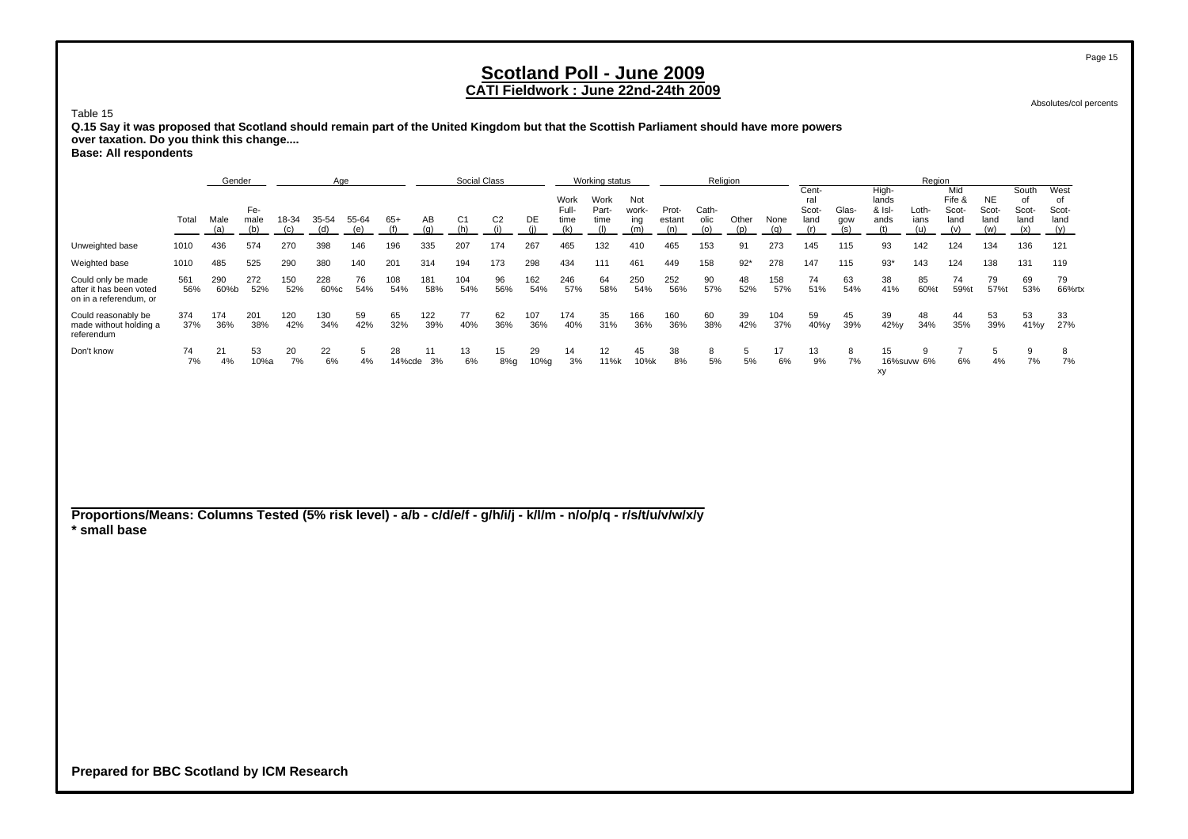# Scotland Poll - June 2009
## CATI Fieldwork : June 22nd-24th 2009

Absolutes/col percents

Table 15

**Q.15 Say it was proposed that Scotland should remain part of the United Kingdom but that the Scottish Parliament should have more powers over taxation. Do you think this change....**
**Base: All respondents**

| | | Gender | | Age | | | | Social Class | | | | Working status | | | Religion | | | | Region | | | | | | | |
|---|---|---|---|---|---|---|---|---|---|---|---|---|---|---|---|---|---|---|---|---|---|---|---|---|---|---|
| | Total | Male (a) | Female (b) | 18-34 (c) | 35-54 (d) | 55-64 (e) | 65+ (f) | AB (g) | C1 (h) | C2 (i) | DE (j) | Work Full-time (k) | Work Part-time (l) | Not working (m) | Protestant (n) | Catholic (o) | Other (p) | None (q) | Central Scotland (r) | Glasgow (s) | Highlands & Islands (t) | Lothians (u) | Mid Fife & Scotland (v) | NE Scotland (w) | South of Scotland (x) | West of Scotland (y) |
| Unweighted base | 1010 | 436 | 574 | 270 | 398 | 146 | 196 | 335 | 207 | 174 | 267 | 465 | 132 | 410 | 465 | 153 | 91 | 273 | 145 | 115 | 93 | 142 | 124 | 134 | 136 | 121 |
| Weighted base | 1010 | 485 | 525 | 290 | 380 | 140 | 201 | 314 | 194 | 173 | 298 | 434 | 111 | 461 | 449 | 158 | 92* | 278 | 147 | 115 | 93* | 143 | 124 | 138 | 131 | 119 |
| Could only be made after it has been voted on in a referendum, or | 561<br>56% | 290<br>60%b | 272<br>52% | 150<br>52% | 228<br>60%c | 76<br>54% | 108<br>54% | 181<br>58% | 104<br>54% | 96<br>56% | 162<br>54% | 246<br>57% | 64<br>58% | 250<br>54% | 252<br>56% | 90<br>57% | 48<br>52% | 158<br>57% | 74<br>51% | 63<br>54% | 38<br>41% | 85<br>60%t | 74<br>59%t | 79<br>57%t | 69<br>53% | 79<br>66%rtx |
| Could reasonably be made without holding a referendum | 374<br>37% | 174<br>36% | 201<br>38% | 120<br>42% | 130<br>34% | 59<br>42% | 65<br>32% | 122<br>39% | 77<br>40% | 62<br>36% | 107<br>36% | 174<br>40% | 35<br>31% | 166<br>36% | 160<br>36% | 60<br>38% | 39<br>42% | 104<br>37% | 59<br>40%y | 45<br>39% | 39<br>42%y | 48<br>34% | 44<br>35% | 53<br>39% | 53<br>41%y | 33<br>27% |
| Don't know | 74<br>7% | 21<br>4% | 53<br>10%a | 20<br>7% | 22<br>6% | 5<br>4% | 28<br>14%cde | 11<br>3% | 13<br>6% | 15<br>8%g | 29<br>10%g | 14<br>3% | 12<br>11%k | 45<br>10%k | 38<br>8% | 8<br>5% | 5<br>5% | 17<br>6% | 13<br>9% | 8<br>7% | 15<br>16%suvw xy | 9<br>6% | 7<br>6% | 5<br>4% | 9<br>7% | 8<br>7% |

**Proportions/Means: Columns Tested (5% risk level) - a/b - c/d/e/f - g/h/i/j - k/l/m - n/o/p/q - r/s/t/u/v/w/x/y**
**\* small base**

**Prepared for BBC Scotland by ICM Research**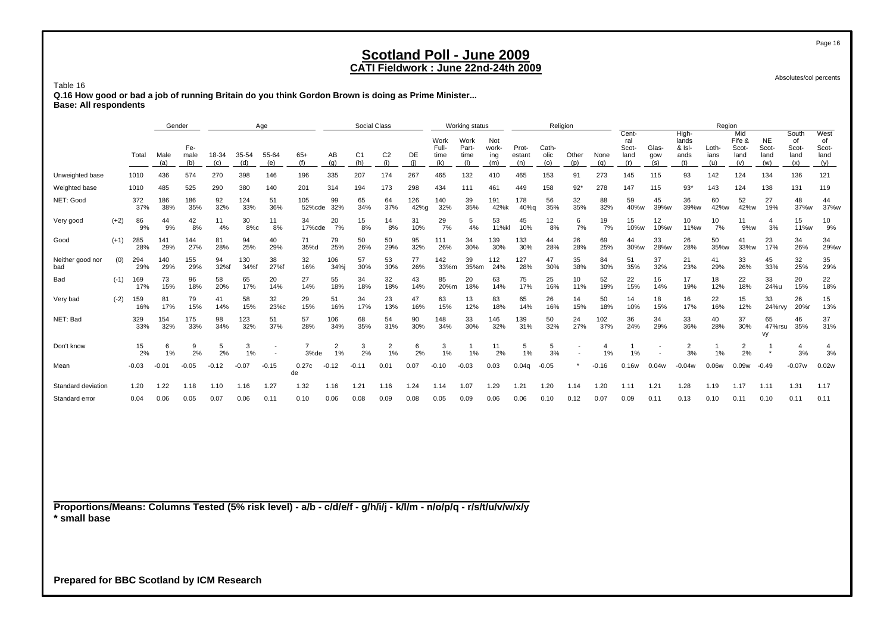# Scotland Poll - June 2009

## CATI Fieldwork : June 22nd-24th 2009

Absolutes/col percents

Table 16

**Q.16 How good or bad a job of running Britain do you think Gordon Brown is doing as Prime Minister...**

**Base: All respondents**

| | | | Gender | | Age | | | | Social Class | | | | Working status | | | Religion | | | | Region | | | | | | | |
|---|---|---|---|---|---|---|---|---|---|---|---|---|---|---|---|---|---|---|---|---|---|---|---|---|---|---|---|
| | | Total | Male (a) | Female (b) | 18-34 (c) | 35-54 (d) | 55-64 (e) | 65+ (f) | AB (g) | C1 (h) | C2 (i) | DE (j) | Work Full-time (k) | Work Part-time (l) | Not working (m) | Protestant (n) | Catholic (o) | Other (p) | None (q) | Central Scotland (r) | Glasgow (s) | Highlands & Islands (t) | Lothians (u) | Mid Fife & Scotland (v) | NE Scotland (w) | South of Scotland (x) | West of Scotland (y) |
| Unweighted base | | 1010 | 436 | 574 | 270 | 398 | 146 | 196 | 335 | 207 | 174 | 267 | 465 | 132 | 410 | 465 | 153 | 91 | 273 | 145 | 115 | 93 | 142 | 124 | 134 | 136 | 121 |
| Weighted base | | 1010 | 485 | 525 | 290 | 380 | 140 | 201 | 314 | 194 | 173 | 298 | 434 | 111 | 461 | 449 | 158 | 92* | 278 | 147 | 115 | 93* | 143 | 124 | 138 | 131 | 119 |
| NET: Good | | 372<br>37% | 186<br>38% | 186<br>35% | 92<br>32% | 124<br>33% | 51<br>36% | 105<br>52%cde | 99<br>32% | 65<br>34% | 64<br>37% | 126<br>42%g | 140<br>32% | 39<br>35% | 191<br>42%k | 178<br>40%q | 56<br>35% | 32<br>35% | 88<br>32% | 59<br>40%w | 45<br>39%w | 36<br>39%w | 60<br>42%w | 52<br>42%w | 27<br>19% | 48<br>37%w | 44<br>37%w |
| Very good | (+2) | 86<br>9% | 44<br>9% | 42<br>8% | 11<br>4% | 30<br>8%c | 11<br>8% | 34<br>17%cde | 20<br>7% | 15<br>8% | 14<br>8% | 31<br>10% | 29<br>7% | 5<br>4% | 53<br>11%kl | 45<br>10% | 12<br>8% | 6<br>7% | 19<br>7% | 15<br>10%w | 12<br>10%w | 10<br>11%w | 10<br>7% | 11<br>9%w | 4<br>3% | 15<br>11%w | 10<br>9% |
| Good | (+1) | 285<br>28% | 141<br>29% | 144<br>27% | 81<br>28% | 94<br>25% | 40<br>29% | 71<br>35%d | 79<br>25% | 50<br>26% | 50<br>29% | 95<br>32% | 111<br>26% | 34<br>30% | 139<br>30% | 133<br>30% | 44<br>28% | 26<br>28% | 69<br>25% | 44<br>30%w | 33<br>28%w | 26<br>28% | 50<br>35%w | 41<br>33%w | 23<br>17% | 34<br>26% | 34<br>29%w |
| Neither good nor bad | (0) | 294<br>29% | 140<br>29% | 155<br>29% | 94<br>32%f | 130<br>34%f | 38<br>27%f | 32<br>16% | 106<br>34%j | 57<br>30% | 53<br>30% | 77<br>26% | 142<br>33%m | 39<br>35%m | 112<br>24% | 127<br>28% | 47<br>30% | 35<br>38% | 84<br>30% | 51<br>35% | 37<br>32% | 21<br>23% | 41<br>29% | 33<br>26% | 45<br>33% | 32<br>25% | 35<br>29% |
| Bad | (-1) | 169<br>17% | 73<br>15% | 96<br>18% | 58<br>20% | 65<br>17% | 20<br>14% | 27<br>14% | 55<br>18% | 34<br>18% | 32<br>18% | 43<br>14% | 85<br>20%m | 20<br>18% | 63<br>14% | 75<br>17% | 25<br>16% | 10<br>11% | 52<br>19% | 22<br>15% | 16<br>14% | 17<br>19% | 18<br>12% | 22<br>18% | 33<br>24%u | 20<br>15% | 22<br>18% |
| Very bad | (-2) | 159<br>16% | 81<br>17% | 79<br>15% | 41<br>14% | 58<br>15% | 32<br>23%c | 29<br>15% | 51<br>16% | 34<br>17% | 23<br>13% | 47<br>16% | 63<br>15% | 13<br>12% | 83<br>18% | 65<br>14% | 26<br>16% | 14<br>15% | 50<br>18% | 14<br>10% | 18<br>15% | 16<br>17% | 22<br>16% | 15<br>12% | 33<br>24%rvy | 26<br>20%r | 15<br>13% |
| NET: Bad | | 329<br>33% | 154<br>32% | 175<br>33% | 98<br>34% | 123<br>32% | 51<br>37% | 57<br>28% | 106<br>34% | 68<br>35% | 54<br>31% | 90<br>30% | 148<br>34% | 33<br>30% | 146<br>32% | 139<br>31% | 50<br>32% | 24<br>27% | 102<br>37% | 36<br>24% | 34<br>29% | 33<br>36% | 40<br>28% | 37<br>30% | 65<br>47%rsuvy | 46<br>35% | 37<br>31% |
| Don't know | | 15<br>2% | 6<br>1% | 9<br>2% | 5<br>2% | 3<br>1% | -<br>- | 7<br>3%de | 2<br>1% | 3<br>2% | 2<br>1% | 6<br>2% | 3<br>1% | 1<br>1% | 11<br>2% | 5<br>1% | 5<br>3% | -<br>- | 4<br>1% | 1<br>1% | -<br>- | 2<br>3% | 1<br>1% | 2<br>2% | 1<br>* | 4<br>3% | 4<br>3% |
| Mean | | -0.03 | -0.01 | -0.05 | -0.12 | -0.07 | -0.15 | 0.27cde | -0.12 | -0.11 | 0.01 | 0.07 | -0.10 | -0.03 | 0.03 | 0.04q | -0.05 | * | -0.16 | 0.16w | 0.04w | -0.04w | 0.06w | 0.09w | -0.49 | -0.07w | 0.02w |
| Standard deviation | | 1.20 | 1.22 | 1.18 | 1.10 | 1.16 | 1.27 | 1.32 | 1.16 | 1.21 | 1.16 | 1.24 | 1.14 | 1.07 | 1.29 | 1.21 | 1.20 | 1.14 | 1.20 | 1.11 | 1.21 | 1.28 | 1.19 | 1.17 | 1.11 | 1.31 | 1.17 |
| Standard error | | 0.04 | 0.06 | 0.05 | 0.07 | 0.06 | 0.11 | 0.10 | 0.06 | 0.08 | 0.09 | 0.08 | 0.05 | 0.09 | 0.06 | 0.06 | 0.10 | 0.12 | 0.07 | 0.09 | 0.11 | 0.13 | 0.10 | 0.11 | 0.10 | 0.11 | 0.11 |

**Proportions/Means: Columns Tested (5% risk level) - a/b - c/d/e/f - g/h/i/j - k/l/m - n/o/p/q - r/s/t/u/v/w/x/y**
**\* small base**

**Prepared for BBC Scotland by ICM Research**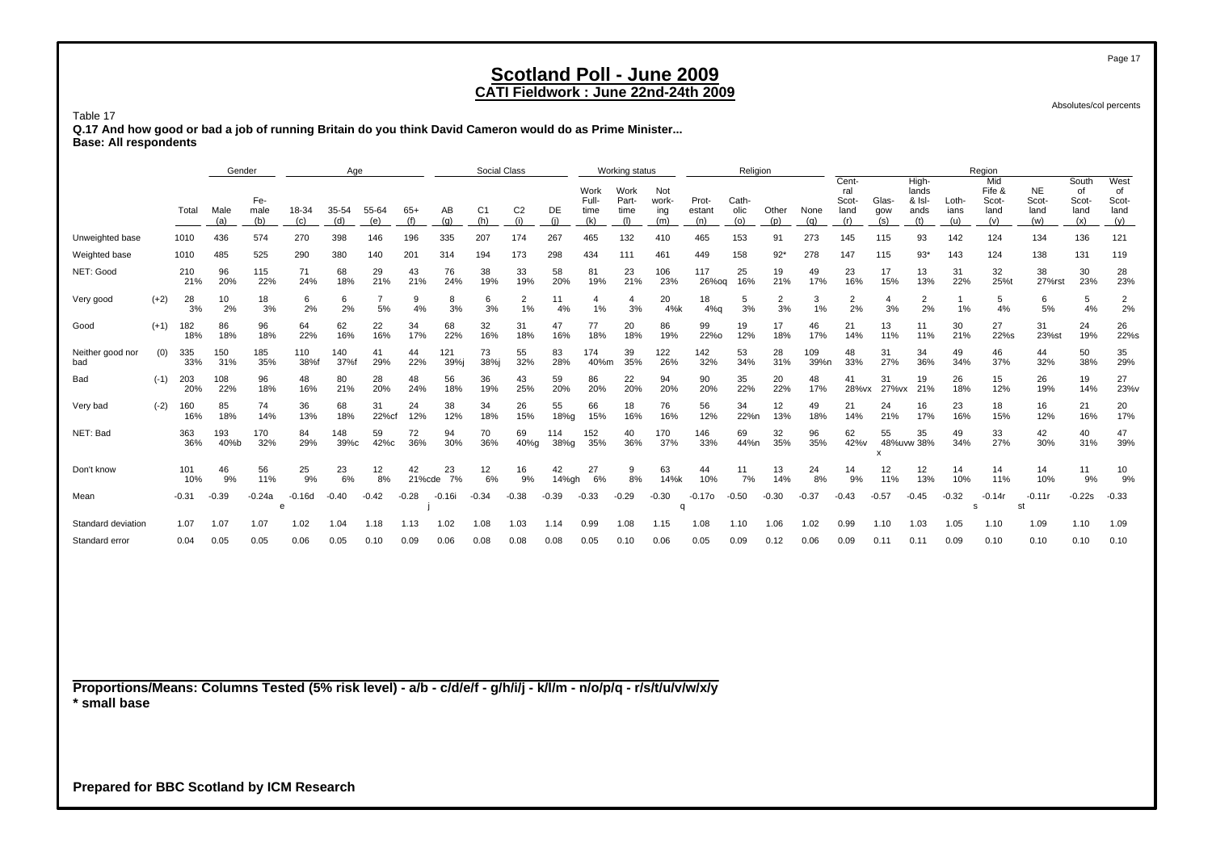## Scotland Poll - June 2009
### CATI Fieldwork : June 22nd-24th 2009

Absolutes/col percents

Table 17
**Q.17 And how good or bad a job of running Britain do you think David Cameron would do as Prime Minister...**
**Base: All respondents**

| | | | Gender | | Age | | | | Social Class | | | | Working status | | | Religion | | | | Region | | | | | | | |
|---|---|---|---|---|---|---|---|---|---|---|---|---|---|---|---|---|---|---|---|---|---|---|---|---|---|---|---|
| | | Total | Male (a) | Female (b) | 18-34 (c) | 35-54 (d) | 55-64 (e) | 65+ (f) | AB (g) | C1 (h) | C2 (i) | DE (j) | Work Full-time (k) | Work Part-time (l) | Not working (m) | Protestant (n) | Catholic (o) | Other (p) | None (q) | Central Scotland (r) | Glasgow (s) | Highlands & Islands (t) | Lothians (u) | Mid Fife & Scotland (v) | NE Scotland (w) | South of Scotland (x) | West of Scotland (y) |
| Unweighted base | | 1010 | 436 | 574 | 270 | 398 | 146 | 196 | 335 | 207 | 174 | 267 | 465 | 132 | 410 | 465 | 153 | 91 | 273 | 145 | 115 | 93 | 142 | 124 | 134 | 136 | 121 |
| Weighted base | | 1010 | 485 | 525 | 290 | 380 | 140 | 201 | 314 | 194 | 173 | 298 | 434 | 111 | 461 | 449 | 158 | 92* | 278 | 147 | 115 | 93* | 143 | 124 | 138 | 131 | 119 |
| NET: Good | | 210 21% | 96 20% | 115 22% | 71 24% | 68 18% | 29 21% | 43 21% | 76 24% | 38 19% | 33 19% | 58 20% | 81 19% | 23 21% | 106 23% | 117 26%oq | 25 16% | 19 21% | 49 17% | 23 16% | 17 15% | 13 13% | 31 22% | 32 25%t | 38 27%rst | 30 23% | 28 23% |
| Very good | (+2) | 28 3% | 10 2% | 18 3% | 6 2% | 6 2% | 7 5% | 9 4% | 8 3% | 6 3% | 2 1% | 11 4% | 4 1% | 4 3% | 20 4%k | 18 4%q | 5 3% | 2 3% | 3 1% | 2 2% | 4 3% | 2 2% | 1 1% | 5 4% | 6 5% | 5 4% | 2 2% |
| Good | (+1) | 182 18% | 86 18% | 96 18% | 64 22% | 62 16% | 22 16% | 34 17% | 68 22% | 32 16% | 31 18% | 47 16% | 77 18% | 20 18% | 86 19% | 99 22%o | 19 12% | 17 18% | 46 17% | 21 14% | 13 11% | 11 11% | 30 21% | 27 22%s | 31 23%st | 24 19% | 26 22%s |
| Neither good nor bad | (0) | 335 33% | 150 31% | 185 35% | 110 38%f | 140 37%f | 41 29% | 44 22% | 121 39%j | 73 38%j | 55 32% | 83 28% | 174 40%m | 39 35% | 122 26% | 142 32% | 53 34% | 28 31% | 109 39%n | 48 33% | 31 27% | 34 36% | 49 34% | 46 37% | 44 32% | 50 38% | 35 29% |
| Bad | (-1) | 203 20% | 108 22% | 96 18% | 48 16% | 80 21% | 28 20% | 48 24% | 56 18% | 36 19% | 43 25% | 59 20% | 86 20% | 22 20% | 94 20% | 90 20% | 35 22% | 20 22% | 48 17% | 41 28%vx | 31 27%vx | 19 21% | 26 18% | 15 12% | 26 19% | 19 14% | 27 23%v |
| Very bad | (-2) | 160 16% | 85 18% | 74 14% | 36 13% | 68 18% | 31 22%cf | 24 12% | 38 12% | 34 18% | 26 15% | 55 18%g | 66 15% | 18 16% | 76 16% | 56 12% | 34 22%n | 12 13% | 49 18% | 21 14% | 24 21% | 16 17% | 23 16% | 18 15% | 16 12% | 21 16% | 20 17% |
| NET: Bad | | 363 36% | 193 40%b | 170 32% | 84 29% | 148 39%c | 59 42%c | 72 36% | 94 30% | 70 36% | 69 40%g | 114 38%g | 152 35% | 40 36% | 170 37% | 146 33% | 69 44%n | 32 35% | 96 35% | 62 42%v | 55 48%uvwx | 35 38% | 49 34% | 33 27% | 42 30% | 40 31% | 47 39% |
| Don't know | | 101 10% | 46 9% | 56 11% | 25 9% | 23 6% | 12 8% | 42 21%cde | 23 7% | 12 6% | 16 9% | 42 14%gh | 27 6% | 9 8% | 63 14%k | 44 10% | 11 7% | 13 14% | 24 8% | 14 9% | 12 11% | 12 13% | 14 10% | 14 11% | 14 10% | 11 9% | 10 9% |
| Mean | | -0.31 | -0.39 | -0.24a | -0.16d e | -0.40 | -0.42 | -0.28 | -0.16i j | -0.34 | -0.38 | -0.39 | -0.33 | -0.29 | -0.30 | -0.17o q | -0.50 | -0.30 | -0.37 | -0.43 | -0.57 | -0.45 | -0.32 | -0.14r s | -0.11r st | -0.22s | -0.33 |
| Standard deviation | | 1.07 | 1.07 | 1.07 | 1.02 | 1.04 | 1.18 | 1.13 | 1.02 | 1.08 | 1.03 | 1.14 | 0.99 | 1.08 | 1.15 | 1.08 | 1.10 | 1.06 | 1.02 | 0.99 | 1.10 | 1.03 | 1.05 | 1.10 | 1.09 | 1.10 | 1.09 |
| Standard error | | 0.04 | 0.05 | 0.05 | 0.06 | 0.05 | 0.10 | 0.09 | 0.06 | 0.08 | 0.08 | 0.08 | 0.05 | 0.10 | 0.06 | 0.05 | 0.09 | 0.12 | 0.06 | 0.09 | 0.11 | 0.11 | 0.09 | 0.10 | 0.10 | 0.10 | 0.10 |

**Proportions/Means: Columns Tested (5% risk level) - a/b - c/d/e/f - g/h/i/j - k/l/m - n/o/p/q - r/s/t/u/v/w/x/y**
**\* small base**

**Prepared for BBC Scotland by ICM Research**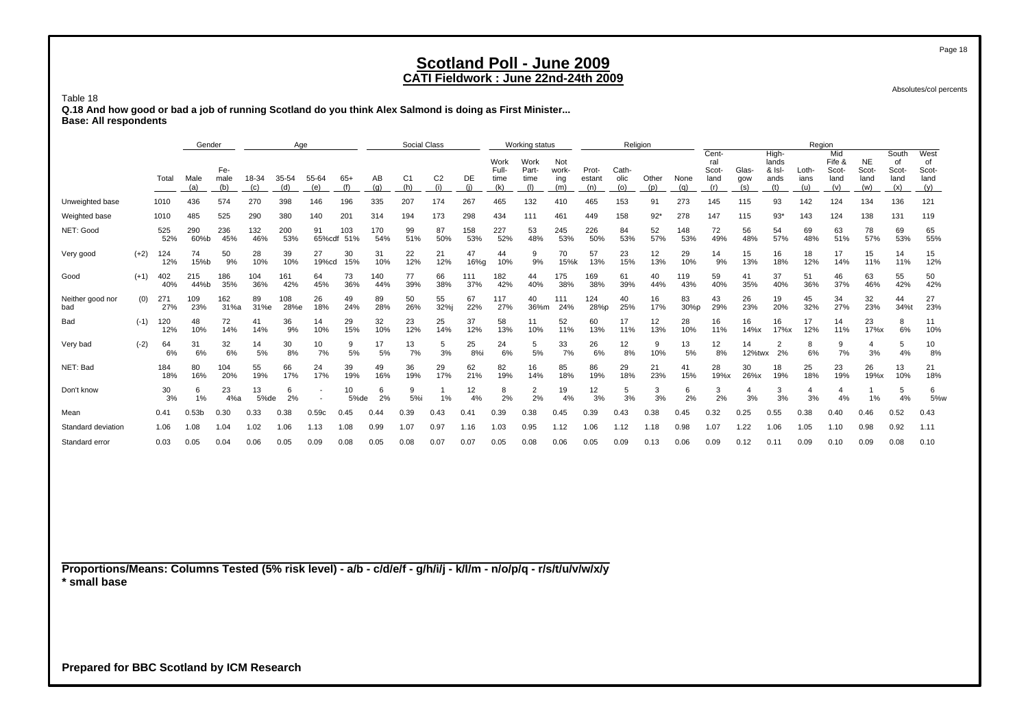# Scotland Poll - June 2009

## CATI Fieldwork : June 22nd-24th 2009

Absolutes/col percents

Table 18

**Q.18 And how good or bad a job of running Scotland do you think Alex Salmond is doing as First Minister...**

**Base: All respondents**

| | | | Gender | | Age | | | | Social Class | | | | Working status | | | Religion | | | | Region | | | | | | | | |
|---|---|---|---|---|---|---|---|---|---|---|---|---|---|---|---|---|---|---|---|---|---|---|---|---|---|---|---|---|
| | | Total | Male (a) | Fe-male (b) | 18-34 (c) | 35-54 (d) | 55-64 (e) | 65+ (f) | AB (g) | C1 (h) | C2 (i) | DE (j) | Work Full-time (k) | Work Part-time (l) | Not work-ing (m) | Prot-estant (n) | Cath-olic (o) | Other (p) | None (q) | Cent-ral Scot-land (r) | Glas-gow (s) | High-lands & Isl-ands (t) | Loth-ians (u) | Mid Fife & Scot-land (v) | NE Scot-land (w) | South of Scot-land (x) | West of Scot-land (y) |
| Unweighted base | | 1010 | 436 | 574 | 270 | 398 | 146 | 196 | 335 | 207 | 174 | 267 | 465 | 132 | 410 | 465 | 153 | 91 | 273 | 145 | 115 | 93 | 142 | 124 | 134 | 136 | 121 |
| Weighted base | | 1010 | 485 | 525 | 290 | 380 | 140 | 201 | 314 | 194 | 173 | 298 | 434 | 111 | 461 | 449 | 158 | 92* | 278 | 147 | 115 | 93* | 143 | 124 | 138 | 131 | 119 |
| NET: Good | | 525<br>52% | 290<br>60%b | 236<br>45% | 132<br>46% | 200<br>53% | 91<br>65%cdf | 103<br>51% | 170<br>54% | 99<br>51% | 87<br>50% | 158<br>53% | 227<br>52% | 53<br>48% | 245<br>53% | 226<br>50% | 84<br>53% | 52<br>57% | 148<br>53% | 72<br>49% | 56<br>48% | 54<br>57% | 69<br>48% | 63<br>51% | 78<br>57% | 69<br>53% | 65<br>55% |
| Very good | (+2) | 124<br>12% | 74<br>15%b | 50<br>9% | 28<br>10% | 39<br>10% | 27<br>19%cd | 30<br>15% | 31<br>10% | 22<br>12% | 21<br>12% | 47<br>16%g | 44<br>10% | 9<br>9% | 70<br>15%k | 57<br>13% | 23<br>15% | 12<br>13% | 29<br>10% | 14<br>9% | 15<br>13% | 16<br>18% | 18<br>12% | 17<br>14% | 15<br>11% | 14<br>11% | 15<br>12% |
| Good | (+1) | 402<br>40% | 215<br>44%b | 186<br>35% | 104<br>36% | 161<br>42% | 64<br>45% | 73<br>36% | 140<br>44% | 77<br>39% | 66<br>38% | 111<br>37% | 182<br>42% | 44<br>40% | 175<br>38% | 169<br>38% | 61<br>39% | 40<br>44% | 119<br>43% | 59<br>40% | 41<br>35% | 37<br>40% | 51<br>36% | 46<br>37% | 63<br>46% | 55<br>42% | 50<br>42% |
| Neither good nor bad | (0) | 271<br>27% | 109<br>23% | 162<br>31%a | 89<br>31%e | 108<br>28%e | 26<br>18% | 49<br>24% | 89<br>28% | 50<br>26% | 55<br>32%j | 67<br>22% | 117<br>27% | 40<br>36%m | 111<br>24% | 124<br>28%p | 40<br>25% | 16<br>17% | 83<br>30%p | 43<br>29% | 26<br>23% | 19<br>20% | 45<br>32% | 34<br>27% | 32<br>23% | 44<br>34%t | 27<br>23% |
| Bad | (-1) | 120<br>12% | 48<br>10% | 72<br>14% | 41<br>14% | 36<br>9% | 14<br>10% | 29<br>15% | 32<br>10% | 23<br>12% | 25<br>14% | 37<br>12% | 58<br>13% | 11<br>10% | 52<br>11% | 60<br>13% | 17<br>11% | 12<br>13% | 28<br>10% | 16<br>11% | 16<br>14%x | 16<br>17%x | 17<br>12% | 14<br>11% | 23<br>17%x | 8<br>6% | 11<br>10% |
| Very bad | (-2) | 64<br>6% | 31<br>6% | 32<br>6% | 14<br>5% | 30<br>8% | 10<br>7% | 9<br>5% | 17<br>5% | 13<br>7% | 5<br>3% | 25<br>8%i | 24<br>6% | 5<br>5% | 33<br>7% | 26<br>6% | 12<br>8% | 9<br>10% | 13<br>5% | 12<br>8% | 14<br>12%twx | 2<br>2% | 8<br>6% | 9<br>7% | 4<br>3% | 5<br>4% | 10<br>8% |
| NET: Bad | | 184<br>18% | 80<br>16% | 104<br>20% | 55<br>19% | 66<br>17% | 24<br>17% | 39<br>19% | 49<br>16% | 36<br>19% | 29<br>17% | 62<br>21% | 82<br>19% | 16<br>14% | 85<br>18% | 86<br>19% | 29<br>18% | 21<br>23% | 41<br>15% | 28<br>19%x | 30<br>26%x | 18<br>19% | 25<br>18% | 23<br>19% | 26<br>19%x | 13<br>10% | 21<br>18% |
| Don't know | | 30<br>3% | 6<br>1% | 23<br>4%a | 13<br>5%de | 6<br>2% | -<br>- | 10<br>5%de | 6<br>2% | 9<br>5%i | 1<br>1% | 12<br>4% | 8<br>2% | 2<br>2% | 19<br>4% | 12<br>3% | 5<br>3% | 3<br>3% | 6<br>2% | 3<br>2% | 4<br>3% | 3<br>3% | 4<br>3% | 4<br>4% | 1<br>1% | 5<br>4% | 6<br>5%w |
| Mean | | 0.41 | 0.53b | 0.30 | 0.33 | 0.38 | 0.59c | 0.45 | 0.44 | 0.39 | 0.43 | 0.41 | 0.39 | 0.38 | 0.45 | 0.39 | 0.43 | 0.38 | 0.45 | 0.32 | 0.25 | 0.55 | 0.38 | 0.40 | 0.46 | 0.52 | 0.43 |
| Standard deviation | | 1.06 | 1.08 | 1.04 | 1.02 | 1.06 | 1.13 | 1.08 | 0.99 | 1.07 | 0.97 | 1.16 | 1.03 | 0.95 | 1.12 | 1.06 | 1.12 | 1.18 | 0.98 | 1.07 | 1.22 | 1.06 | 1.05 | 1.10 | 0.98 | 0.92 | 1.11 |
| Standard error | | 0.03 | 0.05 | 0.04 | 0.06 | 0.05 | 0.09 | 0.08 | 0.05 | 0.08 | 0.07 | 0.07 | 0.05 | 0.08 | 0.06 | 0.05 | 0.09 | 0.13 | 0.06 | 0.09 | 0.12 | 0.11 | 0.09 | 0.10 | 0.09 | 0.08 | 0.10 |

**Proportions/Means: Columns Tested (5% risk level) - a/b - c/d/e/f - g/h/i/j - k/l/m - n/o/p/q - r/s/t/u/v/w/x/y**
**\* small base**

**Prepared for BBC Scotland by ICM Research**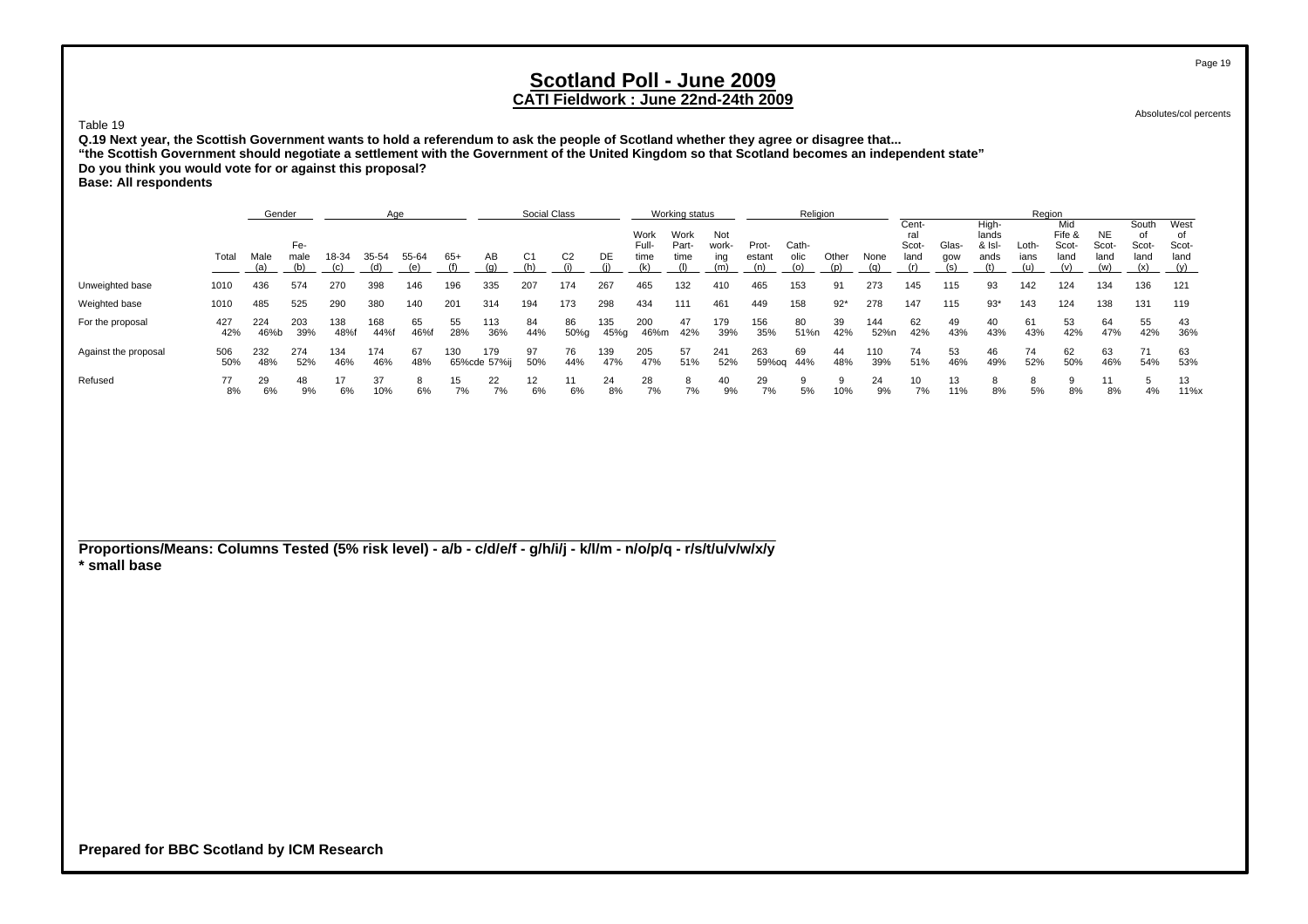# Scotland Poll - June 2009

## CATI Fieldwork : June 22nd-24th 2009

Absolutes/col percents

Table 19

**Q.19 Next year, the Scottish Government wants to hold a referendum to ask the people of Scotland whether they agree or disagree that...**
**"the Scottish Government should negotiate a settlement with the Government of the United Kingdom so that Scotland becomes an independent state"**
**Do you think you would vote for or against this proposal?**
**Base: All respondents**

| | | Gender | | Age | | | | Social Class | | | | Working status | | | Religion | | | | Region | | | | | | | |
|---|---|---|---|---|---|---|---|---|---|---|---|---|---|---|---|---|---|---|---|---|---|---|---|---|---|---|
| | Total | Male (a) | Female (b) | 18-34 (c) | 35-54 (d) | 55-64 (e) | 65+ (f) | AB (g) | C1 (h) | C2 (i) | DE (j) | Work Full-time (k) | Work Part-time (l) | Not working (m) | Protestant (n) | Catholic (o) | Other (p) | None (q) | Central Scotland (r) | Glasgow (s) | Highlands & Islands (t) | Lothians (u) | Mid Fife & Scotland (v) | NE Scotland (w) | South of Scotland (x) | West of Scotland (y) |
| Unweighted base | 1010 | 436 | 574 | 270 | 398 | 146 | 196 | 335 | 207 | 174 | 267 | 465 | 132 | 410 | 465 | 153 | 91 | 273 | 145 | 115 | 93 | 142 | 124 | 134 | 136 | 121 |
| Weighted base | 1010 | 485 | 525 | 290 | 380 | 140 | 201 | 314 | 194 | 173 | 298 | 434 | 111 | 461 | 449 | 158 | 92* | 278 | 147 | 115 | 93* | 143 | 124 | 138 | 131 | 119 |
| For the proposal | 427 | 224 | 203 | 138 | 168 | 65 | 55 | 113 | 84 | 86 | 135 | 200 | 47 | 179 | 156 | 80 | 39 | 144 | 62 | 49 | 40 | 61 | 53 | 64 | 55 | 43 |
| | 42% | 46%b | 39% | 48%f | 44%f | 46%f | 28% | 36% | 44% | 50%g | 45%g | 46%m | 42% | 39% | 35% | 51%n | 42% | 52%n | 42% | 43% | 43% | 43% | 42% | 47% | 42% | 36% |
| Against the proposal | 506 | 232 | 274 | 134 | 174 | 67 | 130 | 179 | 97 | 76 | 139 | 205 | 57 | 241 | 263 | 69 | 44 | 110 | 74 | 53 | 46 | 74 | 62 | 63 | 71 | 63 |
| | 50% | 48% | 52% | 46% | 46% | 48% | 65%cde | 57%ij | 50% | 44% | 47% | 47% | 51% | 52% | 59%oq | 44% | 48% | 39% | 51% | 46% | 49% | 52% | 50% | 46% | 54% | 53% |
| Refused | 77 | 29 | 48 | 17 | 37 | 8 | 15 | 22 | 12 | 11 | 24 | 28 | 8 | 40 | 29 | 9 | 9 | 24 | 10 | 13 | 8 | 8 | 9 | 11 | 5 | 13 |
| | 8% | 6% | 9% | 6% | 10% | 6% | 7% | 7% | 6% | 6% | 8% | 7% | 7% | 9% | 7% | 5% | 10% | 9% | 7% | 11% | 8% | 5% | 8% | 8% | 4% | 11%x |

**Proportions/Means: Columns Tested (5% risk level) - a/b - c/d/e/f - g/h/i/j - k/l/m - n/o/p/q - r/s/t/u/v/w/x/y**
**\* small base**

**Prepared for BBC Scotland by ICM Research**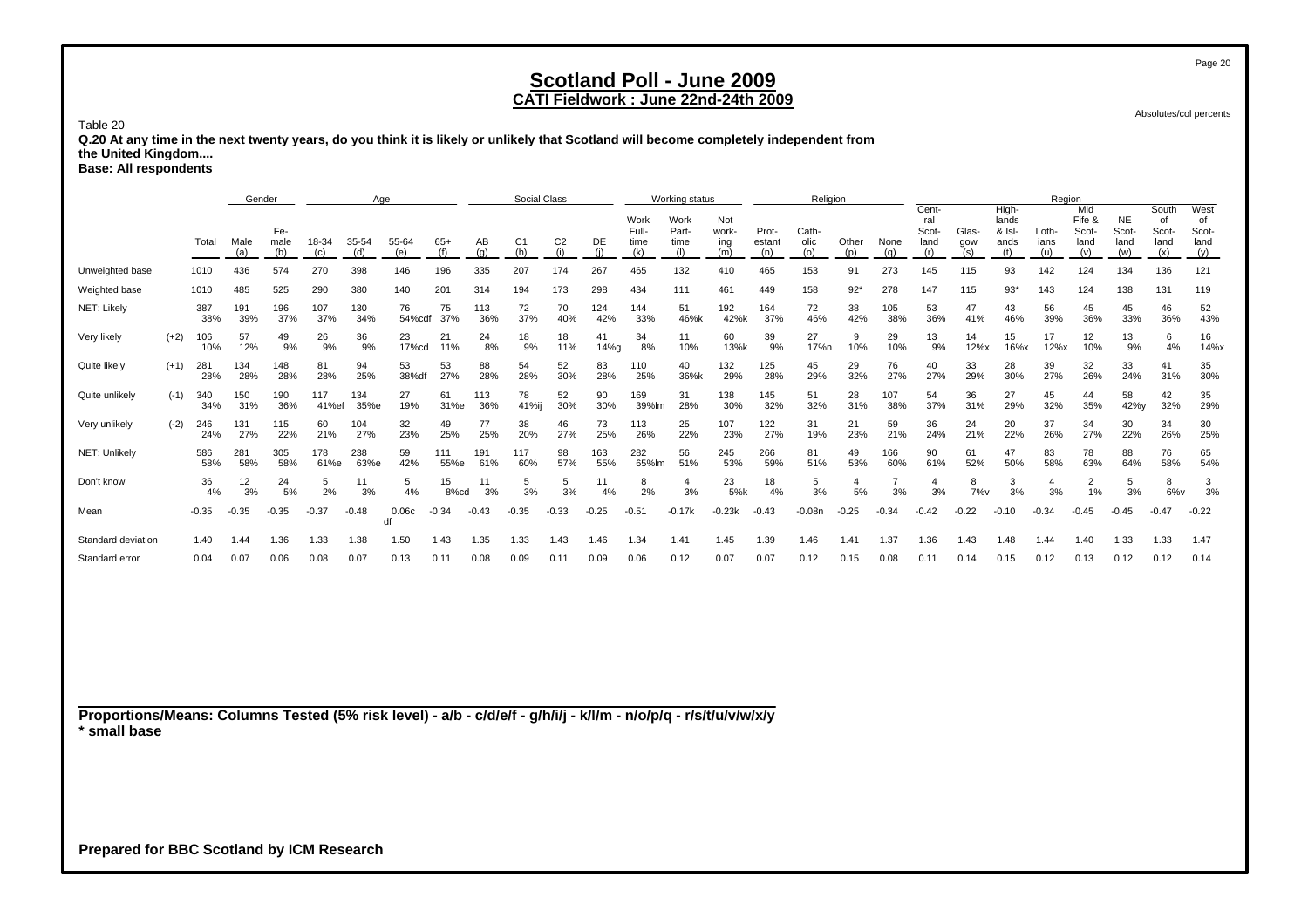# Scotland Poll - June 2009

## CATI Fieldwork : June 22nd-24th 2009

Absolutes/col percents

Table 20

**Q.20 At any time in the next twenty years, do you think it is likely or unlikely that Scotland will become completely independent from the United Kingdom....**

**Base: All respondents**

| | | | Gender | | Age | | | | Social Class | | | | Working status | | | Religion | | | | Region | | | | | | | |
|---|---|---|---|---|---|---|---|---|---|---|---|---|---|---|---|---|---|---|---|---|---|---|---|---|---|---|---|
| | | Total | Male (a) | Female (b) | 18-34 (c) | 35-54 (d) | 55-64 (e) | 65+ (f) | AB (g) | C1 (h) | C2 (i) | DE (j) | Work Full-time (k) | Work Part-time (l) | Not working (m) | Protestant (n) | Catholic (o) | Other (p) | None (q) | Central Scotland (r) | Glasgow (s) | Highlands & Islands (t) | Lothians (u) | Mid Fife & Scotland (v) | NE Scotland (w) | South of Scotland (x) | West of Scotland (y) |
| Unweighted base | | 1010 | 436 | 574 | 270 | 398 | 146 | 196 | 335 | 207 | 174 | 267 | 465 | 132 | 410 | 465 | 153 | 91 | 273 | 145 | 115 | 93 | 142 | 124 | 134 | 136 | 121 |
| Weighted base | | 1010 | 485 | 525 | 290 | 380 | 140 | 201 | 314 | 194 | 173 | 298 | 434 | 111 | 461 | 449 | 158 | 92* | 278 | 147 | 115 | 93* | 143 | 124 | 138 | 131 | 119 |
| NET: Likely | | 387 | 191 | 196 | 107 | 130 | 76 | 75 | 113 | 72 | 70 | 124 | 144 | 51 | 192 | 164 | 72 | 38 | 105 | 53 | 47 | 43 | 56 | 45 | 45 | 46 | 52 |
| | | 38% | 39% | 37% | 37% | 34% | 54%cdf | 37% | 36% | 37% | 40% | 42% | 33% | 46%k | 42%k | 37% | 46% | 42% | 38% | 36% | 41% | 46% | 39% | 36% | 33% | 36% | 43% |
| Very likely | (+2) | 106 | 57 | 49 | 26 | 36 | 23 | 21 | 24 | 18 | 18 | 41 | 34 | 11 | 60 | 39 | 27 | 9 | 29 | 13 | 14 | 15 | 17 | 12 | 13 | 6 | 16 |
| | | 10% | 12% | 9% | 9% | 9% | 17%cd | 11% | 8% | 9% | 11% | 14%g | 8% | 10% | 13%k | 9% | 17%n | 10% | 10% | 9% | 12%x | 16%x | 12%x | 10% | 9% | 4% | 14%x |
| Quite likely | (+1) | 281 | 134 | 148 | 81 | 94 | 53 | 53 | 88 | 54 | 52 | 83 | 110 | 40 | 132 | 125 | 45 | 29 | 76 | 40 | 33 | 28 | 39 | 32 | 33 | 41 | 35 |
| | | 28% | 28% | 28% | 28% | 25% | 38%df | 27% | 28% | 28% | 30% | 28% | 25% | 36%k | 29% | 28% | 29% | 32% | 27% | 27% | 29% | 30% | 27% | 26% | 24% | 31% | 30% |
| Quite unlikely | (-1) | 340 | 150 | 190 | 117 | 134 | 27 | 61 | 113 | 78 | 52 | 90 | 169 | 31 | 138 | 145 | 51 | 28 | 107 | 54 | 36 | 27 | 45 | 44 | 58 | 42 | 35 |
| | | 34% | 31% | 36% | 41%ef | 35%e | 19% | 31%e | 36% | 41%ij | 30% | 30% | 39%lm | 28% | 30% | 32% | 32% | 31% | 38% | 37% | 31% | 29% | 32% | 35% | 42%y | 32% | 29% |
| Very unlikely | (-2) | 246 | 131 | 115 | 60 | 104 | 32 | 49 | 77 | 38 | 46 | 73 | 113 | 25 | 107 | 122 | 31 | 21 | 59 | 36 | 24 | 20 | 37 | 34 | 30 | 34 | 30 |
| | | 24% | 27% | 22% | 21% | 27% | 23% | 25% | 25% | 20% | 27% | 25% | 26% | 22% | 23% | 27% | 19% | 23% | 21% | 24% | 21% | 22% | 26% | 27% | 22% | 26% | 25% |
| NET: Unlikely | | 586 | 281 | 305 | 178 | 238 | 59 | 111 | 191 | 117 | 98 | 163 | 282 | 56 | 245 | 266 | 81 | 49 | 166 | 90 | 61 | 47 | 83 | 78 | 88 | 76 | 65 |
| | | 58% | 58% | 58% | 61%e | 63%e | 42% | 55%e | 61% | 60% | 57% | 55% | 65%lm | 51% | 53% | 59% | 51% | 53% | 60% | 61% | 52% | 50% | 58% | 63% | 64% | 58% | 54% |
| Don't know | | 36 | 12 | 24 | 5 | 11 | 5 | 15 | 11 | 5 | 5 | 11 | 8 | 4 | 23 | 18 | 5 | 4 | 7 | 4 | 8 | 3 | 4 | 2 | 5 | 8 | 3 |
| | | 4% | 3% | 5% | 2% | 3% | 4% | 8%cd | 3% | 3% | 3% | 4% | 2% | 3% | 5%k | 4% | 3% | 5% | 3% | 3% | 7%v | 3% | 3% | 1% | 3% | 6%v | 3% |
| Mean | | -0.35 | -0.35 | -0.35 | -0.37 | -0.48 | 0.06cdf | -0.34 | -0.43 | -0.35 | -0.33 | -0.25 | -0.51 | -0.17k | -0.23k | -0.43 | -0.08n | -0.25 | -0.34 | -0.42 | -0.22 | -0.10 | -0.34 | -0.45 | -0.45 | -0.47 | -0.22 |
| Standard deviation | | 1.40 | 1.44 | 1.36 | 1.33 | 1.38 | 1.50 | 1.43 | 1.35 | 1.33 | 1.43 | 1.46 | 1.34 | 1.41 | 1.45 | 1.39 | 1.46 | 1.41 | 1.37 | 1.36 | 1.43 | 1.48 | 1.44 | 1.40 | 1.33 | 1.33 | 1.47 |
| Standard error | | 0.04 | 0.07 | 0.06 | 0.08 | 0.07 | 0.13 | 0.11 | 0.08 | 0.09 | 0.11 | 0.09 | 0.06 | 0.12 | 0.07 | 0.07 | 0.12 | 0.15 | 0.08 | 0.11 | 0.14 | 0.15 | 0.12 | 0.13 | 0.12 | 0.12 | 0.14 |

**Proportions/Means: Columns Tested (5% risk level) - a/b - c/d/e/f - g/h/i/j - k/l/m - n/o/p/q - r/s/t/u/v/w/x/y**
**\* small base**

**Prepared for BBC Scotland by ICM Research**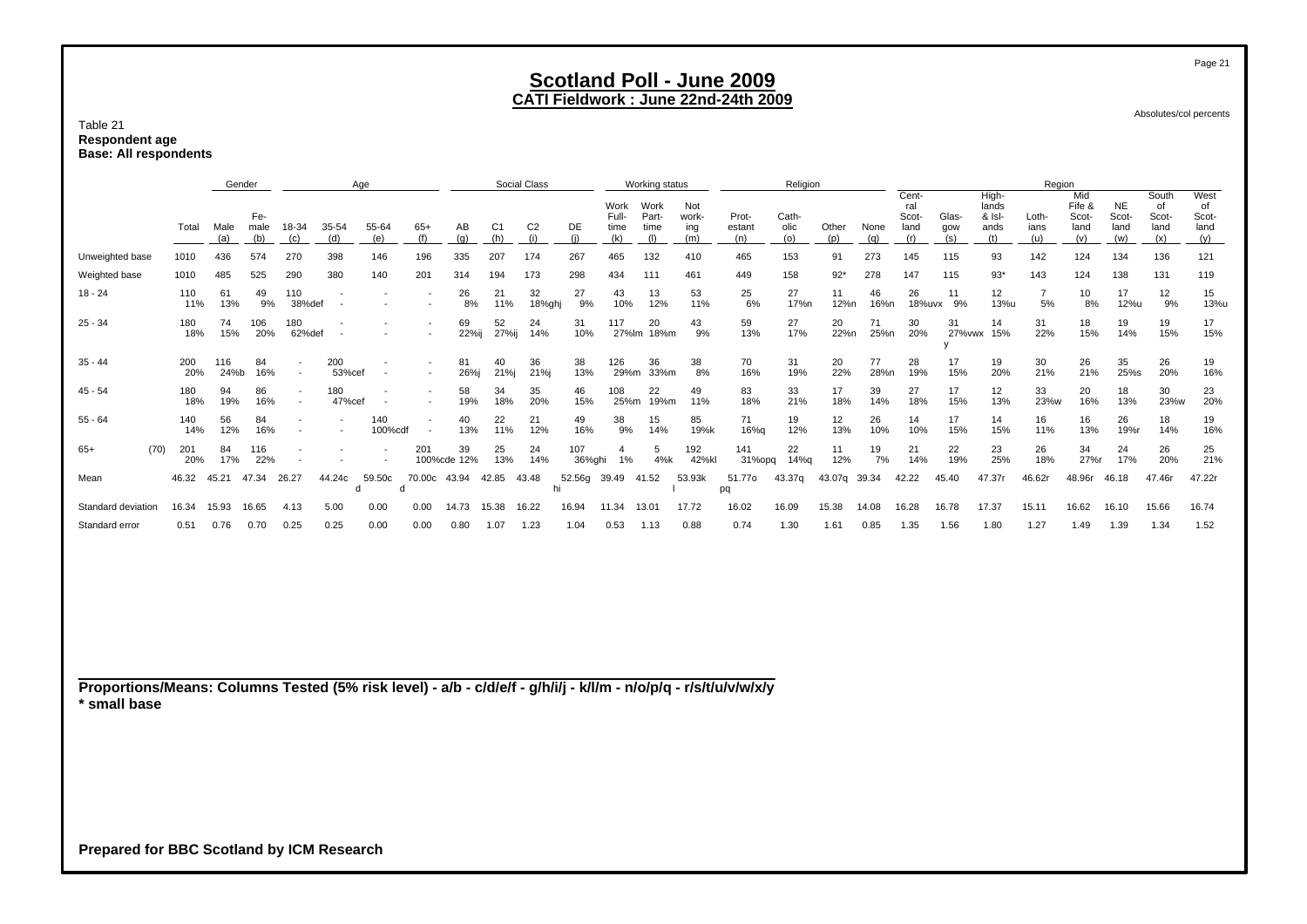# Scotland Poll - June 2009

## CATI Fieldwork : June 22nd-24th 2009

Absolutes/col percents

Table 21
**Respondent age**
**Base: All respondents**

| | Total | Gender | | Age | | | | Social Class | | | | Working status | | | Religion | | | | Region | | | | | | | |
|---|---|---|---|---|---|---|---|---|---|---|---|---|---|---|---|---|---|---|---|---|---|---|---|---|---|---|
| | | Male (a) | Female (b) | 18-34 (c) | 35-54 (d) | 55-64 (e) | 65+ (f) | AB (g) | C1 (h) | C2 (i) | DE (j) | Work Full-time (k) | Work Part-time (l) | Not working (m) | Protestant (n) | Catholic (o) | Other (p) | None (q) | Central Scotland (r) | Glasgow (s) | Highlands & Islands (t) | Lothians (u) | Mid Fife & Scotland (v) | NE Scotland (w) | South of Scotland (x) | West of Scotland (y) |
| Unweighted base | 1010 | 436 | 574 | 270 | 398 | 146 | 196 | 335 | 207 | 174 | 267 | 465 | 132 | 410 | 465 | 153 | 91 | 273 | 145 | 115 | 93 | 142 | 124 | 134 | 136 | 121 |
| Weighted base | 1010 | 485 | 525 | 290 | 380 | 140 | 201 | 314 | 194 | 173 | 298 | 434 | 111 | 461 | 449 | 158 | 92* | 278 | 147 | 115 | 93* | 143 | 124 | 138 | 131 | 119 |
| 18 - 24 | 110<br>11% | 61<br>13% | 49<br>9% | 110<br>38%def | -<br>- | -<br>- | -<br>- | 26<br>8% | 21<br>11% | 32<br>18%ghj | 27<br>9% | 43<br>10% | 13<br>12% | 53<br>11% | 25<br>6% | 27<br>17%n | 11<br>12%n | 46<br>16%n | 26<br>18%uvx | 11<br>9% | 12<br>13%u | 7<br>5% | 10<br>8% | 17<br>12%u | 12<br>9% | 15<br>13%u |
| 25 - 34 | 180<br>18% | 74<br>15% | 106<br>20% | 180<br>62%def | -<br>- | -<br>- | -<br>- | 69<br>22%ij | 52<br>27%ij | 24<br>14% | 31<br>10% | 117<br>27%lm | 20<br>18%m | 43<br>9% | 59<br>13% | 27<br>17% | 20<br>22%n | 71<br>25%n | 30<br>20% | 31<br>27%vwxy | 14<br>15% | 31<br>22% | 18<br>15% | 19<br>14% | 19<br>15% | 17<br>15% |
| 35 - 44 | 200<br>20% | 116<br>24%b | 84<br>16% | -<br>- | 200<br>53%cef | -<br>- | -<br>- | 81<br>26%j | 40<br>21%j | 36<br>21%j | 38<br>13% | 126<br>29%m | 36<br>33%m | 38<br>8% | 70<br>16% | 31<br>19% | 20<br>22% | 77<br>28%n | 28<br>19% | 17<br>15% | 19<br>20% | 30<br>21% | 26<br>21% | 35<br>25%s | 26<br>20% | 19<br>16% |
| 45 - 54 | 180<br>18% | 94<br>19% | 86<br>16% | -<br>- | 180<br>47%cef | -<br>- | -<br>- | 58<br>19% | 34<br>18% | 35<br>20% | 46<br>15% | 108<br>25%m | 22<br>19%m | 49<br>11% | 83<br>18% | 33<br>21% | 17<br>18% | 39<br>14% | 27<br>18% | 17<br>15% | 12<br>13% | 33<br>23%w | 20<br>16% | 18<br>13% | 30<br>23%w | 23<br>20% |
| 55 - 64 | 140<br>14% | 56<br>12% | 84<br>16% | -<br>- | -<br>- | 140<br>100%cdf | -<br>- | 40<br>13% | 22<br>11% | 21<br>12% | 49<br>16% | 38<br>9% | 15<br>14% | 85<br>19%k | 71<br>16%q | 19<br>12% | 12<br>13% | 26<br>10% | 14<br>10% | 17<br>15% | 14<br>15% | 16<br>11% | 16<br>13% | 26<br>19%r | 18<br>14% | 19<br>16% |
| 65+ (70) | 201<br>20% | 84<br>17% | 116<br>22% | -<br>- | -<br>- | -<br>- | 201<br>100%cde | 39<br>12% | 25<br>13% | 24<br>14% | 107<br>36%ghi | 4<br>1% | 5<br>4%k | 192<br>42%kl | 141<br>31%opq | 22<br>14%q | 11<br>12% | 19<br>7% | 21<br>14% | 22<br>19% | 23<br>25% | 26<br>18% | 34<br>27%r | 24<br>17% | 26<br>20% | 25<br>21% |
| Mean | 46.32 | 45.21 | 47.34 | 26.27 | 44.24c | 59.50cd | 70.00cd | 43.94 | 42.85 | 43.48 | 52.56ghi | 39.49 | 41.52 | 53.93kl | 51.77opq | 43.37q | 43.07q | 39.34 | 42.22 | 45.40 | 47.37r | 46.62r | 48.96r | 46.18 | 47.46r | 47.22r |
| Standard deviation | 16.34 | 15.93 | 16.65 | 4.13 | 5.00 | 0.00 | 0.00 | 14.73 | 15.38 | 16.22 | 16.94 | 11.34 | 13.01 | 17.72 | 16.02 | 16.09 | 15.38 | 14.08 | 16.28 | 16.78 | 17.37 | 15.11 | 16.62 | 16.10 | 15.66 | 16.74 |
| Standard error | 0.51 | 0.76 | 0.70 | 0.25 | 0.25 | 0.00 | 0.00 | 0.80 | 1.07 | 1.23 | 1.04 | 0.53 | 1.13 | 0.88 | 0.74 | 1.30 | 1.61 | 0.85 | 1.35 | 1.56 | 1.80 | 1.27 | 1.49 | 1.39 | 1.34 | 1.52 |

**Proportions/Means: Columns Tested (5% risk level) - a/b - c/d/e/f - g/h/i/j - k/l/m - n/o/p/q - r/s/t/u/v/w/x/y**
**\* small base**

**Prepared for BBC Scotland by ICM Research**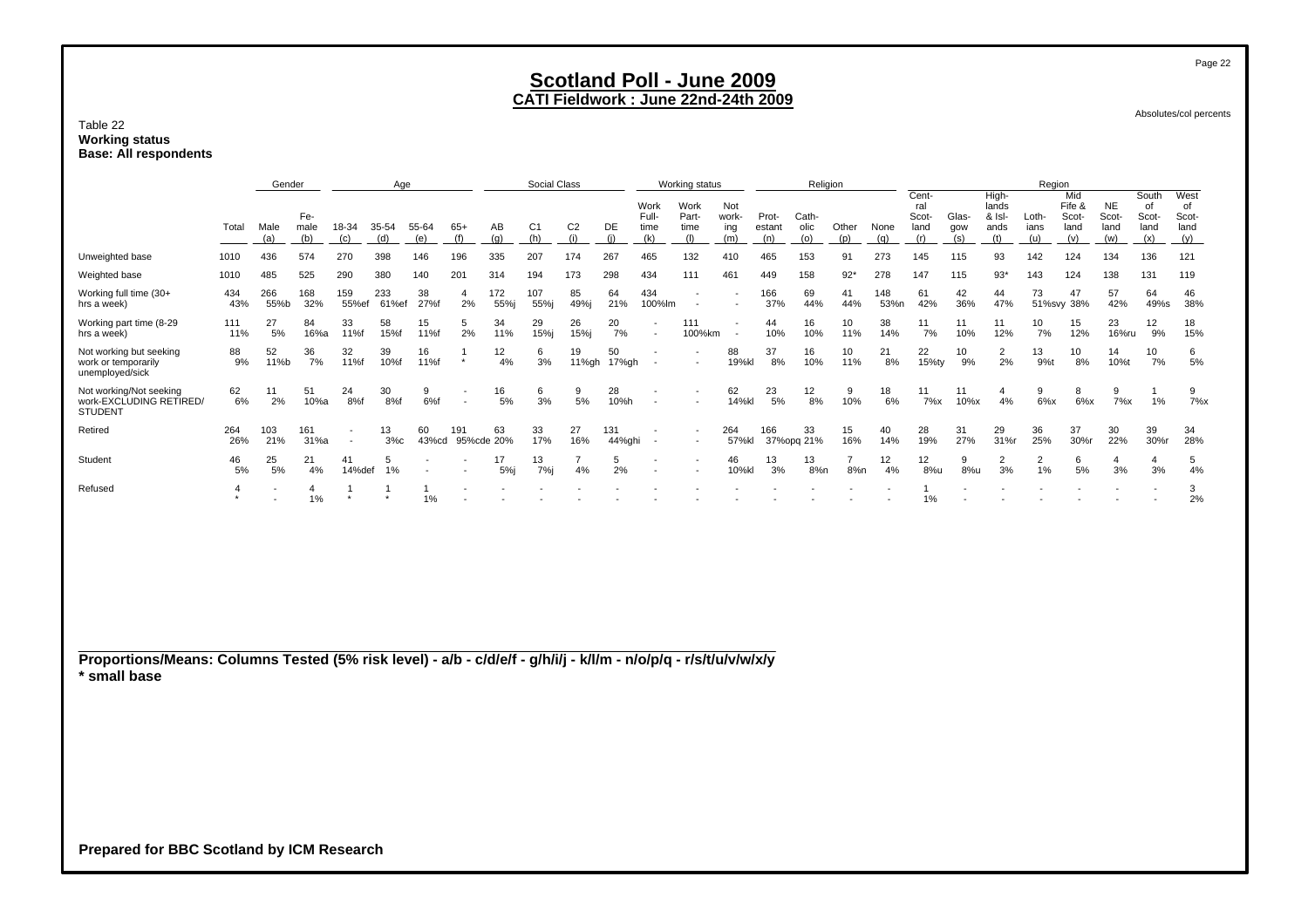# Scotland Poll - June 2009

## CATI Fieldwork : June 22nd-24th 2009

Absolutes/col percents

Table 22
**Working status**
**Base: All respondents**

| | Total | Gender | | Age | | | | Social Class | | | | Working status | | | Religion | | | | Region | | | | | | | |
|---|---|---|---|---|---|---|---|---|---|---|---|---|---|---|---|---|---|---|---|---|---|---|---|---|---|---|
| | | Male (a) | Female (b) | 18-34 (c) | 35-54 (d) | 55-64 (e) | 65+ (f) | AB (g) | C1 (h) | C2 (i) | DE (j) | Work Full-time (k) | Work Part-time (l) | Not working (m) | Protestant (n) | Catholic (o) | Other (p) | None (q) | Central Scotland (r) | Glasgow (s) | Highlands & Islands (t) | Lothians (u) | Mid Fife & Scotland (v) | NE Scotland (w) | South of Scotland (x) | West of Scotland (y) |
| Unweighted base | 1010 | 436 | 574 | 270 | 398 | 146 | 196 | 335 | 207 | 174 | 267 | 465 | 132 | 410 | 465 | 153 | 91 | 273 | 145 | 115 | 93 | 142 | 124 | 134 | 136 | 121 |
| Weighted base | 1010 | 485 | 525 | 290 | 380 | 140 | 201 | 314 | 194 | 173 | 298 | 434 | 111 | 461 | 449 | 158 | 92* | 278 | 147 | 115 | 93* | 143 | 124 | 138 | 131 | 119 |
| Working full time (30+ hrs a week) | 434 43% | 266 55%b | 168 32% | 159 55%ef | 233 61%ef | 38 27%f | 4 2% | 172 55%j | 107 55%j | 85 49%j | 64 21% | 434 100%lm | - - | - - | 166 37% | 69 44% | 41 44% | 148 53%n | 61 42% | 42 36% | 44 47% | 73 51%svy | 47 38% | 57 42% | 64 49%s | 46 38% |
| Working part time (8-29 hrs a week) | 111 11% | 27 5% | 84 16%a | 33 11%f | 58 15%f | 15 11%f | 5 2% | 34 11% | 29 15%j | 26 15%j | 20 7% | - - | 111 100%km | - - | 44 10% | 16 10% | 10 11% | 38 14% | 11 7% | 11 10% | 11 12% | 10 7% | 15 12% | 23 16%ru | 12 9% | 18 15% |
| Not working but seeking work or temporarily unemployed/sick | 88 9% | 52 11%b | 36 7% | 32 11%f | 39 10%f | 16 11%f | 1 * | 12 4% | 6 3% | 19 11%gh | 50 17%gh | - - | - - | 88 19%kl | 37 8% | 16 10% | 10 11% | 21 8% | 22 15%ty | 10 9% | 2 2% | 13 9%t | 10 8% | 14 10%t | 10 7% | 6 5% |
| Not working/Not seeking work-EXCLUDING RETIRED/ STUDENT | 62 6% | 11 2% | 51 10%a | 24 8%f | 30 8%f | 9 6%f | - - | 16 5% | 6 3% | 9 5% | 28 10%h | - - | - - | 62 14%kl | 23 5% | 12 8% | 9 10% | 18 6% | 11 7%x | 11 10%x | 4 4% | 9 6%x | 8 6%x | 9 7%x | 1 1% | 9 7%x |
| Retired | 264 26% | 103 21% | 161 31%a | - - | 13 3%c | 60 43%cd | 191 95%cde | 63 20% | 33 17% | 27 16% | 131 44%ghi | - - | - - | 264 57%kl | 166 37%opq | 33 21% | 15 16% | 40 14% | 28 19% | 31 27% | 29 31%r | 36 25% | 37 30%r | 30 22% | 39 30%r | 34 28% |
| Student | 46 5% | 25 5% | 21 4% | 41 14%def | 5 1% | - - | - - | 17 5%j | 13 7%j | 7 4% | 5 2% | - - | - - | 46 10%kl | 13 3% | 13 8%n | 7 8%n | 12 4% | 12 8%u | 9 8%u | 2 3% | 2 1% | 6 5% | 4 3% | 4 3% | 5 4% |
| Refused | 4 * | - - | 4 1% | 1 * | 1 * | 1 1% | - - | - - | - - | - - | - - | - - | - - | - - | - - | - - | - - | - - | 1 1% | - - | - - | - - | - - | - - | - - | 3 2% |

**Proportions/Means: Columns Tested (5% risk level) - a/b - c/d/e/f - g/h/i/j - k/l/m - n/o/p/q - r/s/t/u/v/w/x/y**
*** small base**

**Prepared for BBC Scotland by ICM Research**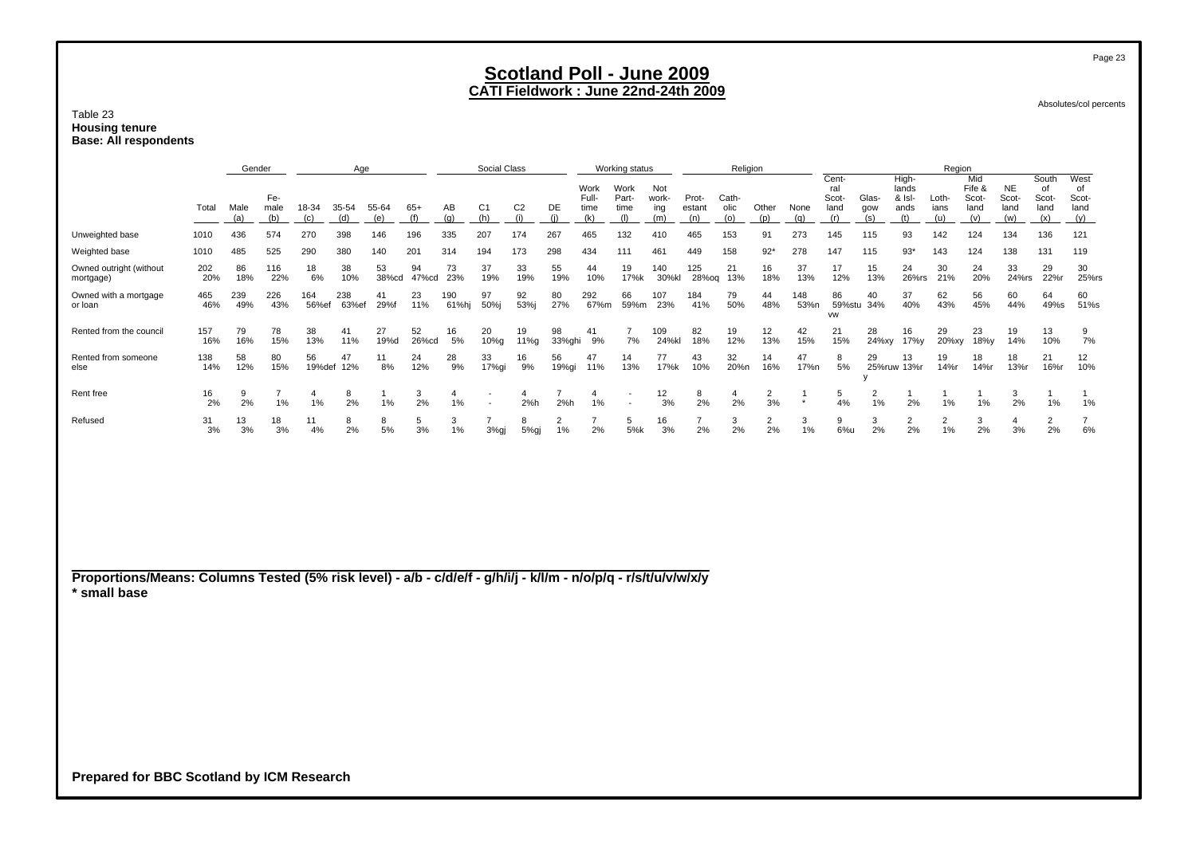# Scotland Poll - June 2009

## CATI Fieldwork : June 22nd-24th 2009

Absolutes/col percents

Table 23
**Housing tenure**
**Base: All respondents**

| | Total | Gender | | Age | | | | Social Class | | | | Working status | | | Religion | | | | Region | | | | | | | | |
|---|---|---|---|---|---|---|---|---|---|---|---|---|---|---|---|---|---|---|---|---|---|---|---|---|---|---|---|
| | Total | Male (a) | Fe-male (b) | 18-34 (c) | 35-54 (d) | 55-64 (e) | 65+ (f) | AB (g) | C1 (h) | C2 (i) | DE (j) | Work Full-time (k) | Work Part-time (l) | Not working (m) | Prot-estant (n) | Cath-olic (o) | Other (p) | None (q) | Central Scot-land (r) | Glas-gow (s) | High-lands & Isl-ands (t) | Loth-ians (u) | Mid Fife & Scot-land (v) | NE Scot-land (w) | South of Scot-land (x) | West of Scot-land (y) |
| Unweighted base | 1010 | 436 | 574 | 270 | 398 | 146 | 196 | 335 | 207 | 174 | 267 | 465 | 132 | 410 | 465 | 153 | 91 | 273 | 145 | 115 | 93 | 142 | 124 | 134 | 136 | 121 |
| Weighted base | 1010 | 485 | 525 | 290 | 380 | 140 | 201 | 314 | 194 | 173 | 298 | 434 | 111 | 461 | 449 | 158 | 92* | 278 | 147 | 115 | 93* | 143 | 124 | 138 | 131 | 119 |
| Owned outright (without mortgage) | 202<br>20% | 86<br>18% | 116<br>22% | 18<br>6% | 38<br>10% | 53<br>38%cd | 94<br>47%cd | 73<br>23% | 37<br>19% | 33<br>19% | 55<br>19% | 44<br>10% | 19<br>17%k | 140<br>30%kl | 125<br>28%oq | 21<br>13% | 16<br>18% | 37<br>13% | 17<br>12% | 15<br>13% | 24<br>26%rs | 30<br>21% | 24<br>20% | 33<br>24%rs | 29<br>22%r | 30<br>25%rs |
| Owned with a mortgage or loan | 465<br>46% | 239<br>49% | 226<br>43% | 164<br>56%ef | 238<br>63%ef | 41<br>29%f | 23<br>11% | 190<br>61%hj | 97<br>50%j | 92<br>53%j | 80<br>27% | 292<br>67%m | 66<br>59%m | 107<br>23% | 184<br>41% | 79<br>50% | 44<br>48% | 148<br>53%n | 86<br>59%stuvw | 40<br>34% | 37<br>40% | 62<br>43% | 56<br>45% | 60<br>44% | 64<br>49%s | 60<br>51%s |
| Rented from the council | 157<br>16% | 79<br>16% | 78<br>15% | 38<br>13% | 41<br>11% | 27<br>19%d | 52<br>26%cd | 16<br>5% | 20<br>10%g | 19<br>11%g | 98<br>33%ghi | 41<br>9% | 7<br>7% | 109<br>24%kl | 82<br>18% | 19<br>12% | 12<br>13% | 42<br>15% | 21<br>15% | 28<br>24%xy | 16<br>17%y | 29<br>20%xy | 23<br>18%y | 19<br>14% | 13<br>10% | 9<br>7% |
| Rented from someone else | 138<br>14% | 58<br>12% | 80<br>15% | 56<br>19%def | 47<br>12% | 11<br>8% | 24<br>12% | 28<br>9% | 33<br>17%gi | 16<br>9% | 56<br>19%gi | 47<br>11% | 14<br>13% | 77<br>17%k | 43<br>10% | 32<br>20%n | 14<br>16% | 47<br>17%n | 8<br>5% | 29<br>25%ruwy | 13<br>13%r | 19<br>14%r | 18<br>14%r | 18<br>13%r | 21<br>16%r | 12<br>10% |
| Rent free | 16<br>2% | 9<br>2% | 7<br>1% | 4<br>1% | 8<br>2% | 1<br>1% | 3<br>2% | 4<br>1% | -<br>- | 4<br>2%h | 7<br>2%h | 4<br>1% | -<br>- | 12<br>3% | 8<br>2% | 4<br>2% | 2<br>3% | 1<br>* | 5<br>4% | 2<br>1% | 1<br>2% | 1<br>1% | 1<br>1% | 3<br>2% | 1<br>1% | 1<br>1% |
| Refused | 31<br>3% | 13<br>3% | 18<br>3% | 11<br>4% | 8<br>2% | 8<br>5% | 5<br>3% | 3<br>1% | 7<br>3%gj | 8<br>5%gj | 2<br>1% | 7<br>2% | 5<br>5%k | 16<br>3% | 7<br>2% | 3<br>2% | 2<br>2% | 3<br>1% | 9<br>6%u | 3<br>2% | 2<br>2% | 2<br>1% | 3<br>2% | 4<br>3% | 2<br>2% | 7<br>6% |

**Proportions/Means: Columns Tested (5% risk level) - a/b - c/d/e/f - g/h/i/j - k/l/m - n/o/p/q - r/s/t/u/v/w/x/y**
**\* small base**

**Prepared for BBC Scotland by ICM Research**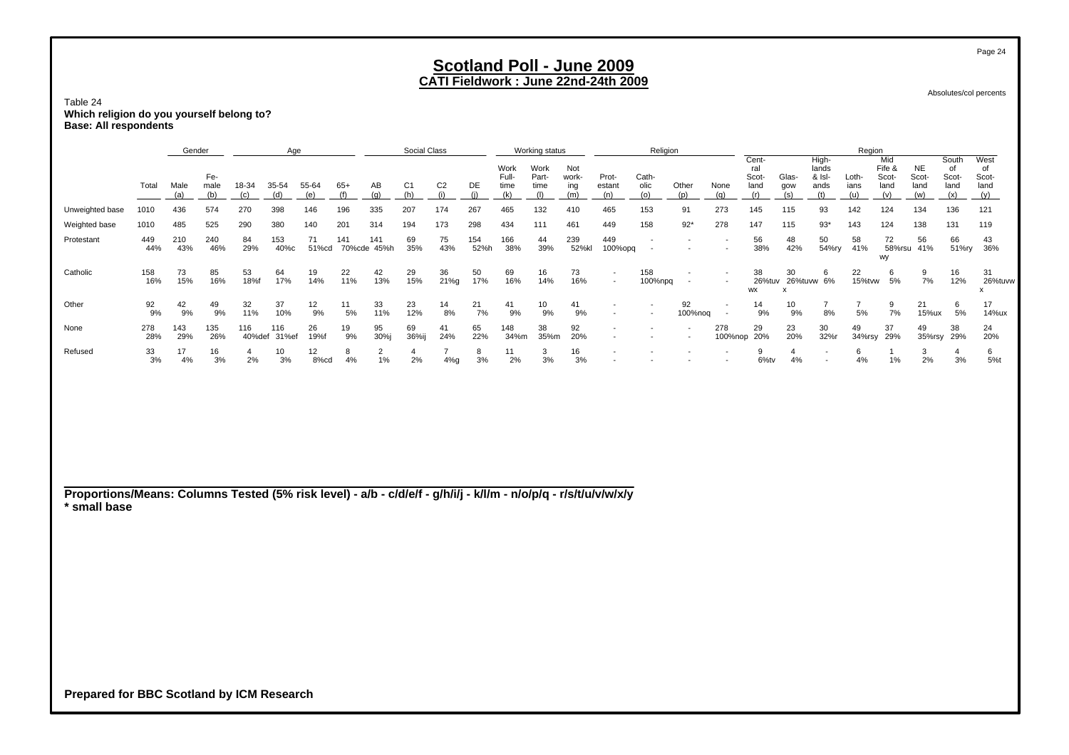# Scotland Poll - June 2009
## CATI Fieldwork : June 22nd-24th 2009

Absolutes/col percents

Table 24
**Which religion do you yourself belong to?**
**Base: All respondents**

| | | Gender | | Age | | | | Social Class | | | | Working status | | | Religion | | | | Region | | | | | | | | |
|---|---|---|---|---|---|---|---|---|---|---|---|---|---|---|---|---|---|---|---|---|---|---|---|---|---|---|---|
| | Total | Male (a) | Female (b) | 18-34 (c) | 35-54 (d) | 55-64 (e) | 65+ (f) | AB (g) | C1 (h) | C2 (i) | DE (j) | Work Full-time (k) | Work Part-time (l) | Not working (m) | Protestant (n) | Catholic (o) | Other (p) | None (q) | Central Scotland (r) | Glasgow (s) | Highlands & Islands (t) | Lothians (u) | Mid Fife & Scotland (v) | NE Scotland (w) | South of Scotland (x) | West of Scotland (y) |
| Unweighted base | 1010 | 436 | 574 | 270 | 398 | 146 | 196 | 335 | 207 | 174 | 267 | 465 | 132 | 410 | 465 | 153 | 91 | 273 | 145 | 115 | 93 | 142 | 124 | 134 | 136 | 121 |
| Weighted base | 1010 | 485 | 525 | 290 | 380 | 140 | 201 | 314 | 194 | 173 | 298 | 434 | 111 | 461 | 449 | 158 | 92* | 278 | 147 | 115 | 93* | 143 | 124 | 138 | 131 | 119 |
| Protestant | 449 | 210 | 240 | 84 | 153 | 71 | 141 | 141 | 69 | 75 | 154 | 166 | 44 | 239 | 449 | - | - | - | 56 | 48 | 50 | 58 | 72 | 56 | 66 | 43 |
| | 44% | 43% | 46% | 29% | 40%c | 51%cd | 70%cde | 45%h | 35% | 43% | 52%h | 38% | 39% | 52%kl | 100%opq | - | - | - | 38% | 42% | 54%ry | 41% | 58%rsuwy | 41% | 51%ry | 36% |
| Catholic | 158 | 73 | 85 | 53 | 64 | 19 | 22 | 42 | 29 | 36 | 50 | 69 | 16 | 73 | - | 158 | - | - | 38 | 30 | 6 | 22 | 6 | 9 | 16 | 31 |
| | 16% | 15% | 16% | 18%f | 17% | 14% | 11% | 13% | 15% | 21%g | 17% | 16% | 14% | 16% | - | 100%npq | - | - | 26%tuvwx | 26%tuvwx | 6% | 15%tvw | 5% | 7% | 12% | 26%tuvwx |
| Other | 92 | 42 | 49 | 32 | 37 | 12 | 11 | 33 | 23 | 14 | 21 | 41 | 10 | 41 | - | - | 92 | - | 14 | 10 | 7 | 7 | 9 | 21 | 6 | 17 |
| | 9% | 9% | 9% | 11% | 10% | 9% | 5% | 11% | 12% | 8% | 7% | 9% | 9% | 9% | - | - | 100%noq | - | 9% | 9% | 8% | 5% | 7% | 15%ux | 5% | 14%ux |
| None | 278 | 143 | 135 | 116 | 116 | 26 | 19 | 95 | 69 | 41 | 65 | 148 | 38 | 92 | - | - | - | 278 | 29 | 23 | 30 | 49 | 37 | 49 | 38 | 24 |
| | 28% | 29% | 26% | 40%def | 31%ef | 19%f | 9% | 30%j | 36%ij | 24% | 22% | 34%m | 35%m | 20% | - | - | - | 100%nop | 20% | 20% | 32%r | 34%rsy | 29% | 35%rsy | 29% | 20% |
| Refused | 33 | 17 | 16 | 4 | 10 | 12 | 8 | 2 | 4 | 7 | 8 | 11 | 3 | 16 | - | - | - | - | 9 | 4 | - | 6 | 1 | 3 | 4 | 6 |
| | 3% | 4% | 3% | 2% | 3% | 8%cd | 4% | 1% | 2% | 4%g | 3% | 2% | 3% | 3% | - | - | - | - | 6%tv | 4% | - | 4% | 1% | 2% | 3% | 5%t |

**Proportions/Means: Columns Tested (5% risk level) - a/b - c/d/e/f - g/h/i/j - k/l/m - n/o/p/q - r/s/t/u/v/w/x/y**
**\* small base**

**Prepared for BBC Scotland by ICM Research**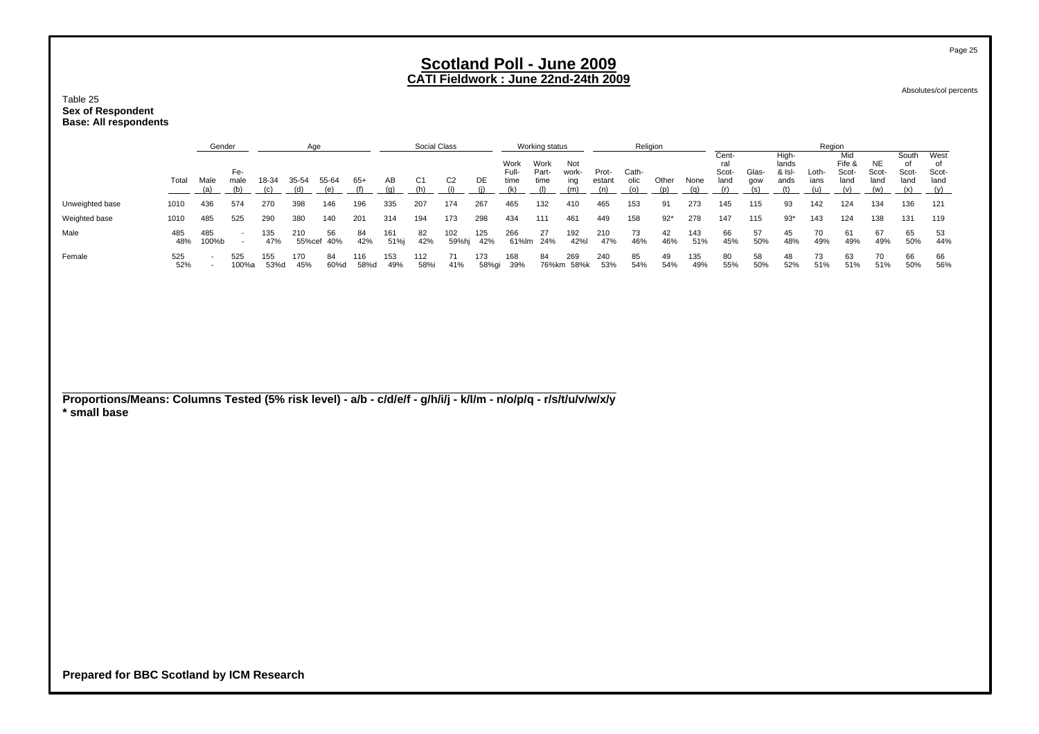# Scotland Poll - June 2009
## CATI Fieldwork : June 22nd-24th 2009

Absolutes/col percents

Table 25
**Sex of Respondent**
**Base: All respondents**

| | Total | Gender | | Age | | | | Social Class | | | | Working status | | | Religion | | | | Region | | | | | | | |
|---|---|---|---|---|---|---|---|---|---|---|---|---|---|---|---|---|---|---|---|---|---|---|---|---|---|---|
| | | Male (a) | Fe-male (b) | 18-34 (c) | 35-54 (d) | 55-64 (e) | 65+ (f) | AB (g) | C1 (h) | C2 (i) | DE (j) | Work Full-time (k) | Work Part-time (l) | Not work-ing (m) | Prot-estant (n) | Cath-olic (o) | Other (p) | None (q) | Cent-ral Scot-land (r) | Glas-gow (s) | High-lands & Isl-ands (t) | Loth-ians (u) | Mid Fife & Scot-land (v) | NE Scot-land (w) | South of Scot-land (x) | West of Scot-land (y) |
| Unweighted base | 1010 | 436 | 574 | 270 | 398 | 146 | 196 | 335 | 207 | 174 | 267 | 465 | 132 | 410 | 465 | 153 | 91 | 273 | 145 | 115 | 93 | 142 | 124 | 134 | 136 | 121 |
| Weighted base | 1010 | 485 | 525 | 290 | 380 | 140 | 201 | 314 | 194 | 173 | 298 | 434 | 111 | 461 | 449 | 158 | 92* | 278 | 147 | 115 | 93* | 143 | 124 | 138 | 131 | 119 |
| Male | 485<br>48% | 485<br>100%b | -<br>- | 135<br>47% | 210<br>55%cef | 56<br>40% | 84<br>42% | 161<br>51%j | 82<br>42% | 102<br>59%hj | 125<br>42% | 266<br>61%lm | 27<br>24% | 192<br>42%l | 210<br>47% | 73<br>46% | 42<br>46% | 143<br>51% | 66<br>45% | 57<br>50% | 45<br>48% | 70<br>49% | 61<br>49% | 67<br>49% | 65<br>50% | 53<br>44% |
| Female | 525<br>52% | -<br>- | 525<br>100%a | 155<br>53%d | 170<br>45% | 84<br>60%d | 116<br>58%d | 153<br>49% | 112<br>58%i | 71<br>41% | 173<br>58%gi | 168<br>39% | 84<br>76%km | 269<br>58%k | 240<br>53% | 85<br>54% | 49<br>54% | 135<br>49% | 80<br>55% | 58<br>50% | 48<br>52% | 73<br>51% | 63<br>51% | 70<br>51% | 66<br>50% | 66<br>56% |

**Proportions/Means: Columns Tested (5% risk level) - a/b - c/d/e/f - g/h/i/j - k/l/m - n/o/p/q - r/s/t/u/v/w/x/y**
**\* small base**

**Prepared for BBC Scotland by ICM Research**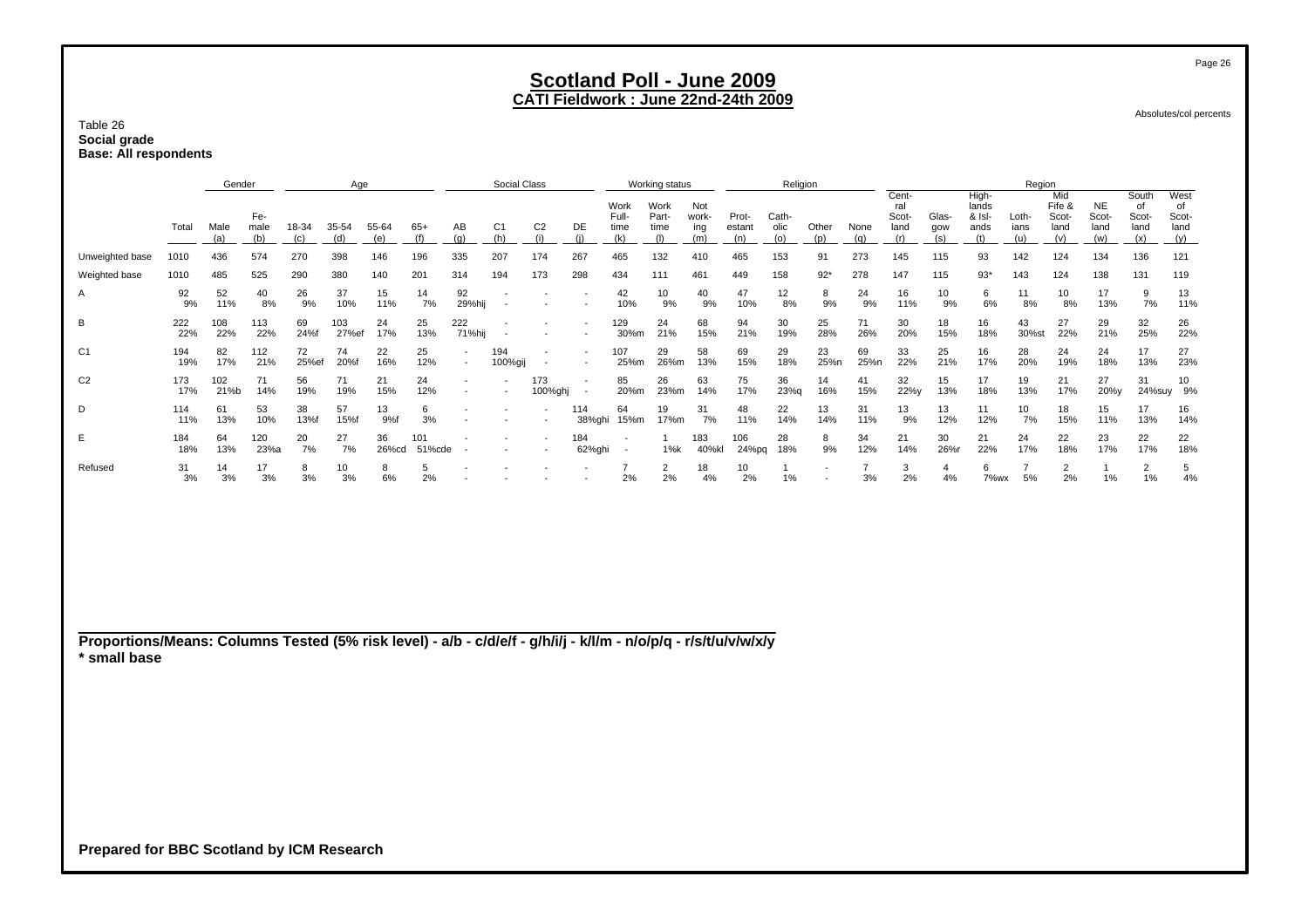# Scotland Poll - June 2009
## CATI Fieldwork : June 22nd-24th 2009

Absolutes/col percents

Table 26
**Social grade**
**Base: All respondents**

| | | Gender | | Age | | | | Social Class | | | | Working status | | | Religion | | | | Region | | | | | | | |
|---|---|---|---|---|---|---|---|---|---|---|---|---|---|---|---|---|---|---|---|---|---|---|---|---|---|---|
| | Total | Male (a) | Female (b) | 18-34 (c) | 35-54 (d) | 55-64 (e) | 65+ (f) | AB (g) | C1 (h) | C2 (i) | DE (j) | Work Full-time (k) | Work Part-time (l) | Not working (m) | Protestant (n) | Catholic (o) | Other (p) | None (q) | Central Scotland (r) | Glasgow (s) | Highlands & Islands (t) | Lothians (u) | Mid Fife & Scotland (v) | NE Scotland (w) | South of Scotland (x) | West of Scotland (y) |
| Unweighted base | 1010 | 436 | 574 | 270 | 398 | 146 | 196 | 335 | 207 | 174 | 267 | 465 | 132 | 410 | 465 | 153 | 91 | 273 | 145 | 115 | 93 | 142 | 124 | 134 | 136 | 121 |
| Weighted base | 1010 | 485 | 525 | 290 | 380 | 140 | 201 | 314 | 194 | 173 | 298 | 434 | 111 | 461 | 449 | 158 | 92* | 278 | 147 | 115 | 93* | 143 | 124 | 138 | 131 | 119 |
| A | 92 | 52 | 40 | 26 | 37 | 15 | 14 | 92 | - | - | - | 42 | 10 | 40 | 47 | 12 | 8 | 24 | 16 | 10 | 6 | 11 | 10 | 17 | 9 | 13 |
| | 9% | 11% | 8% | 9% | 10% | 11% | 7% | 29%hij | - | - | - | 10% | 9% | 9% | 10% | 8% | 9% | 9% | 11% | 9% | 6% | 8% | 8% | 13% | 7% | 11% |
| B | 222 | 108 | 113 | 69 | 103 | 24 | 25 | 222 | - | - | - | 129 | 24 | 68 | 94 | 30 | 25 | 71 | 30 | 18 | 16 | 43 | 27 | 29 | 32 | 26 |
| | 22% | 22% | 22% | 24%f | 27%ef | 17% | 13% | 71%hij | - | - | - | 30%m | 21% | 15% | 21% | 19% | 28% | 26% | 20% | 15% | 18% | 30%st | 22% | 21% | 25% | 22% |
| C1 | 194 | 82 | 112 | 72 | 74 | 22 | 25 | - | 194 | - | - | 107 | 29 | 58 | 69 | 29 | 23 | 69 | 33 | 25 | 16 | 28 | 24 | 24 | 17 | 27 |
| | 19% | 17% | 21% | 25%ef | 20%f | 16% | 12% | - | 100%gij | - | - | 25%m | 26%m | 13% | 15% | 18% | 25%n | 25%n | 22% | 21% | 17% | 20% | 19% | 18% | 13% | 23% |
| C2 | 173 | 102 | 71 | 56 | 71 | 21 | 24 | - | - | 173 | - | 85 | 26 | 63 | 75 | 36 | 14 | 41 | 32 | 15 | 17 | 19 | 21 | 27 | 31 | 10 |
| | 17% | 21%b | 14% | 19% | 19% | 15% | 12% | - | - | 100%ghj | - | 20%m | 23%m | 14% | 17% | 23%q | 16% | 15% | 22%y | 13% | 18% | 13% | 17% | 20%y | 24%suy | 9% |
| D | 114 | 61 | 53 | 38 | 57 | 13 | 6 | - | - | - | 114 | 64 | 19 | 31 | 48 | 22 | 13 | 31 | 13 | 13 | 11 | 10 | 18 | 15 | 17 | 16 |
| | 11% | 13% | 10% | 13%f | 15%f | 9%f | 3% | - | - | - | 38%ghi | 15%m | 17%m | 7% | 11% | 14% | 14% | 11% | 9% | 12% | 12% | 7% | 15% | 11% | 13% | 14% |
| E | 184 | 64 | 120 | 20 | 27 | 36 | 101 | - | - | - | 184 | - | 1 | 183 | 106 | 28 | 8 | 34 | 21 | 30 | 21 | 24 | 22 | 23 | 22 | 22 |
| | 18% | 13% | 23%a | 7% | 7% | 26%cd | 51%cde | - | - | - | 62%ghi | - | 1%k | 40%kl | 24%pq | 18% | 9% | 12% | 14% | 26%r | 22% | 17% | 18% | 17% | 17% | 18% |
| Refused | 31 | 14 | 17 | 8 | 10 | 8 | 5 | - | - | - | - | 7 | 2 | 18 | 10 | 1 | - | 7 | 3 | 4 | 6 | 7 | 2 | 1 | 2 | 5 |
| | 3% | 3% | 3% | 3% | 3% | 6% | 2% | - | - | - | - | 2% | 2% | 4% | 2% | 1% | - | 3% | 2% | 4% | 7%wx | 5% | 2% | 1% | 1% | 4% |

**Proportions/Means: Columns Tested (5% risk level) - a/b - c/d/e/f - g/h/i/j - k/l/m - n/o/p/q - r/s/t/u/v/w/x/y**
**\* small base**

**Prepared for BBC Scotland by ICM Research**